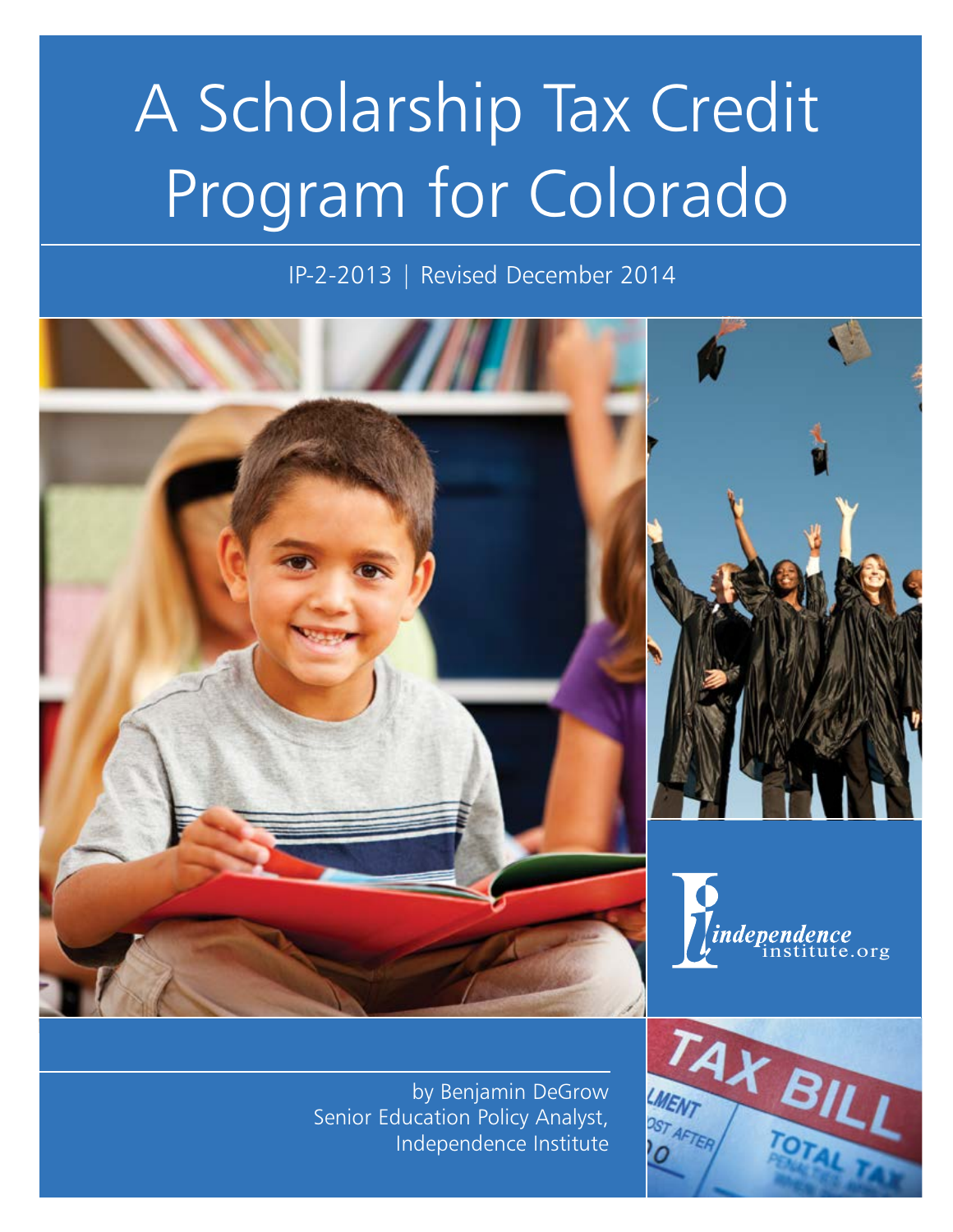# A Scholarship Tax Credit Program for Colorado

IP-2-2013 | Revised December 2014

independence institute.org

by Benjamin DeGrow
Senior Education Policy Analyst,
Independence Institute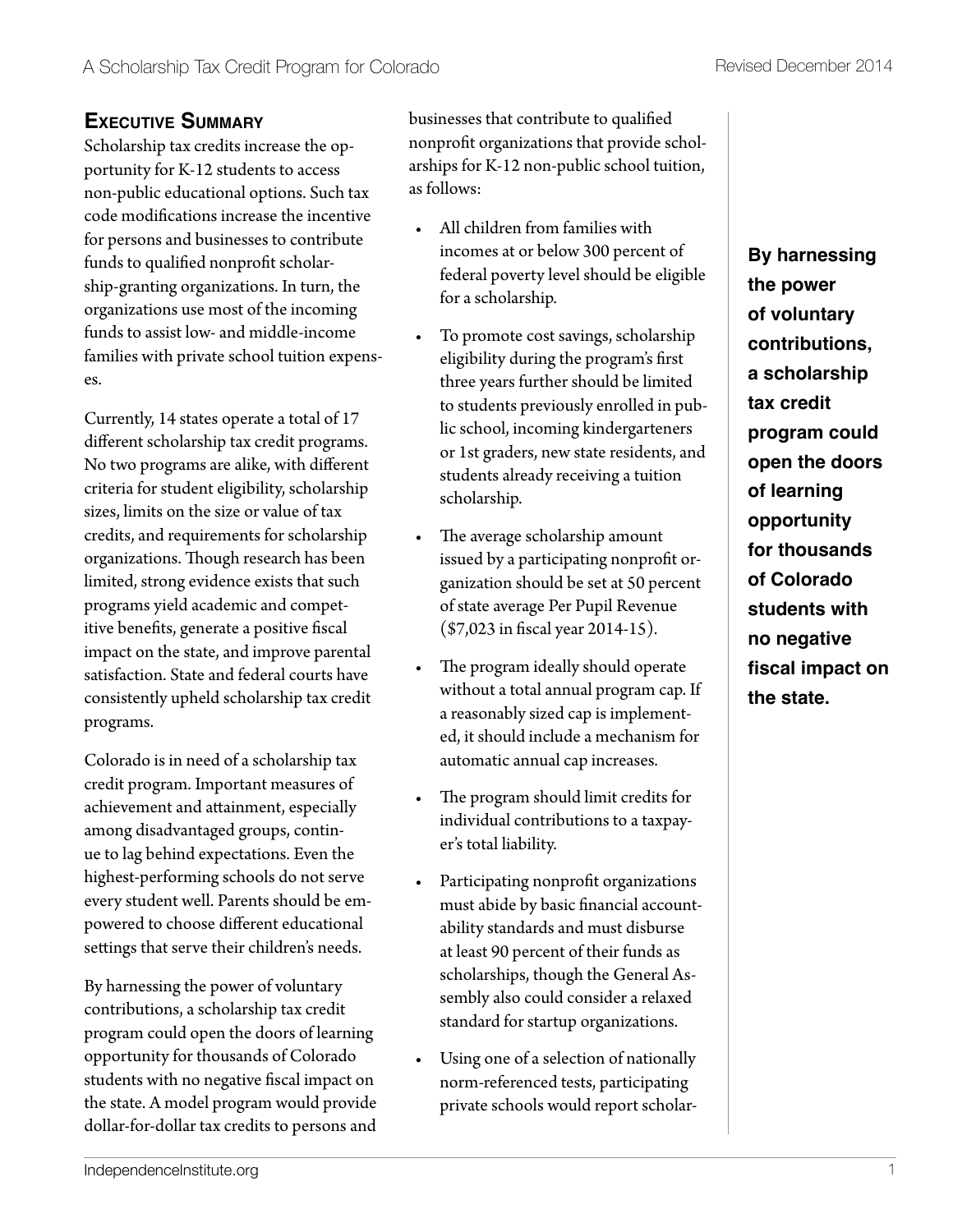## Executive Summary

Scholarship tax credits increase the opportunity for K-12 students to access non-public educational options. Such tax code modifications increase the incentive for persons and businesses to contribute funds to qualified nonprofit scholarship-granting organizations. In turn, the organizations use most of the incoming funds to assist low- and middle-income families with private school tuition expenses.

Currently, 14 states operate a total of 17 different scholarship tax credit programs. No two programs are alike, with different criteria for student eligibility, scholarship sizes, limits on the size or value of tax credits, and requirements for scholarship organizations. Though research has been limited, strong evidence exists that such programs yield academic and competitive benefits, generate a positive fiscal impact on the state, and improve parental satisfaction. State and federal courts have consistently upheld scholarship tax credit programs.

Colorado is in need of a scholarship tax credit program. Important measures of achievement and attainment, especially among disadvantaged groups, continue to lag behind expectations. Even the highest-performing schools do not serve every student well. Parents should be empowered to choose different educational settings that serve their children's needs.

By harnessing the power of voluntary contributions, a scholarship tax credit program could open the doors of learning opportunity for thousands of Colorado students with no negative fiscal impact on the state. A model program would provide dollar-for-dollar tax credits to persons and businesses that contribute to qualified nonprofit organizations that provide scholarships for K-12 non-public school tuition, as follows:

- All children from families with incomes at or below 300 percent of federal poverty level should be eligible for a scholarship.
- To promote cost savings, scholarship eligibility during the program's first three years further should be limited to students previously enrolled in public school, incoming kindergarteners or 1st graders, new state residents, and students already receiving a tuition scholarship.
- The average scholarship amount issued by a participating nonprofit organization should be set at 50 percent of state average Per Pupil Revenue ($7,023 in fiscal year 2014-15).
- The program ideally should operate without a total annual program cap. If a reasonably sized cap is implemented, it should include a mechanism for automatic annual cap increases.
- The program should limit credits for individual contributions to a taxpayer's total liability.
- Participating nonprofit organizations must abide by basic financial accountability standards and must disburse at least 90 percent of their funds as scholarships, though the General Assembly also could consider a relaxed standard for startup organizations.
- Using one of a selection of nationally norm-referenced tests, participating private schools would report scholar-

**By harnessing the power of voluntary contributions, a scholarship tax credit program could open the doors of learning opportunity for thousands of Colorado students with no negative fiscal impact on the state.**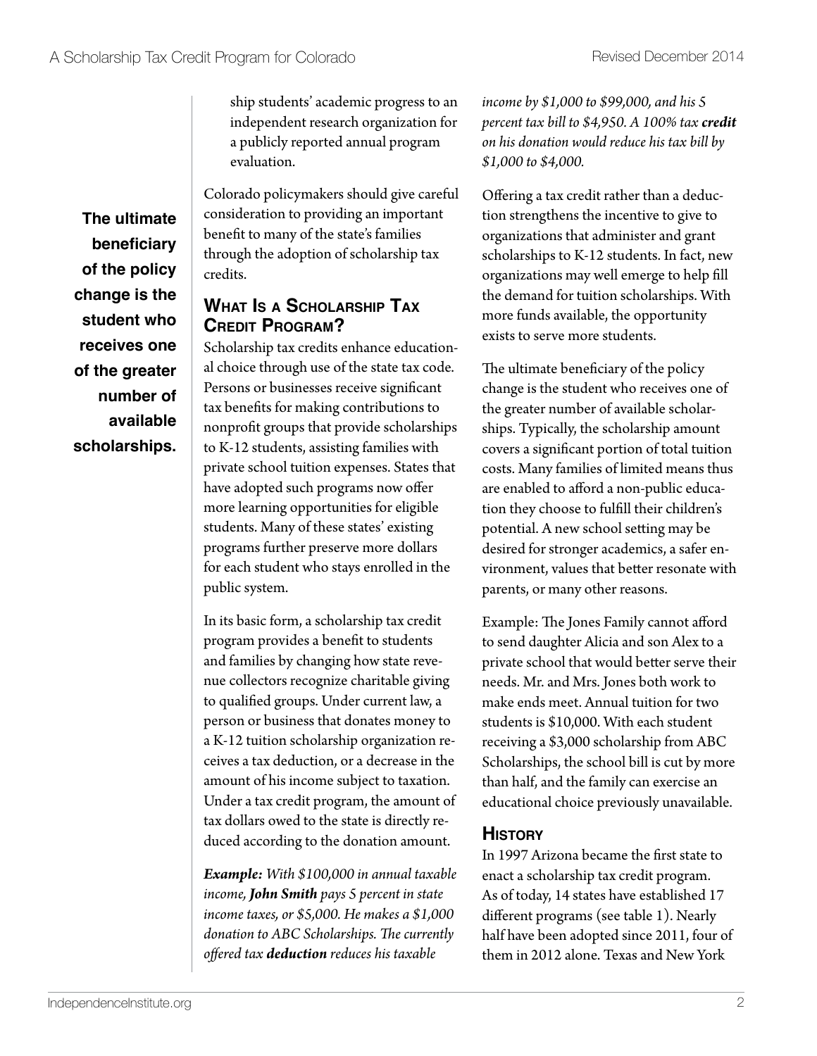ship students' academic progress to an independent research organization for a publicly reported annual program evaluation.

Colorado policymakers should give careful consideration to providing an important benefit to many of the state's families through the adoption of scholarship tax credits.

**The ultimate beneficiary of the policy change is the student who receives one of the greater number of available scholarships.**

## What Is a Scholarship Tax Credit Program?

Scholarship tax credits enhance educational choice through use of the state tax code. Persons or businesses receive significant tax benefits for making contributions to nonprofit groups that provide scholarships to K-12 students, assisting families with private school tuition expenses. States that have adopted such programs now offer more learning opportunities for eligible students. Many of these states' existing programs further preserve more dollars for each student who stays enrolled in the public system.

In its basic form, a scholarship tax credit program provides a benefit to students and families by changing how state revenue collectors recognize charitable giving to qualified groups. Under current law, a person or business that donates money to a K-12 tuition scholarship organization receives a tax deduction, or a decrease in the amount of his income subject to taxation. Under a tax credit program, the amount of tax dollars owed to the state is directly reduced according to the donation amount.

***Example:*** *With $100,000 in annual taxable income,* ***John Smith*** *pays 5 percent in state income taxes, or $5,000. He makes a $1,000 donation to ABC Scholarships. The currently offered tax* ***deduction*** *reduces his taxable income by $1,000 to $99,000, and his 5 percent tax bill to $4,950. A 100% tax* ***credit*** *on his donation would reduce his tax bill by $1,000 to $4,000.*

Offering a tax credit rather than a deduction strengthens the incentive to give to organizations that administer and grant scholarships to K-12 students. In fact, new organizations may well emerge to help fill the demand for tuition scholarships. With more funds available, the opportunity exists to serve more students.

The ultimate beneficiary of the policy change is the student who receives one of the greater number of available scholarships. Typically, the scholarship amount covers a significant portion of total tuition costs. Many families of limited means thus are enabled to afford a non-public education they choose to fulfill their children's potential. A new school setting may be desired for stronger academics, a safer environment, values that better resonate with parents, or many other reasons.

Example: The Jones Family cannot afford to send daughter Alicia and son Alex to a private school that would better serve their needs. Mr. and Mrs. Jones both work to make ends meet. Annual tuition for two students is $10,000. With each student receiving a $3,000 scholarship from ABC Scholarships, the school bill is cut by more than half, and the family can exercise an educational choice previously unavailable.

## History

In 1997 Arizona became the first state to enact a scholarship tax credit program. As of today, 14 states have established 17 different programs (see table 1). Nearly half have been adopted since 2011, four of them in 2012 alone. Texas and New York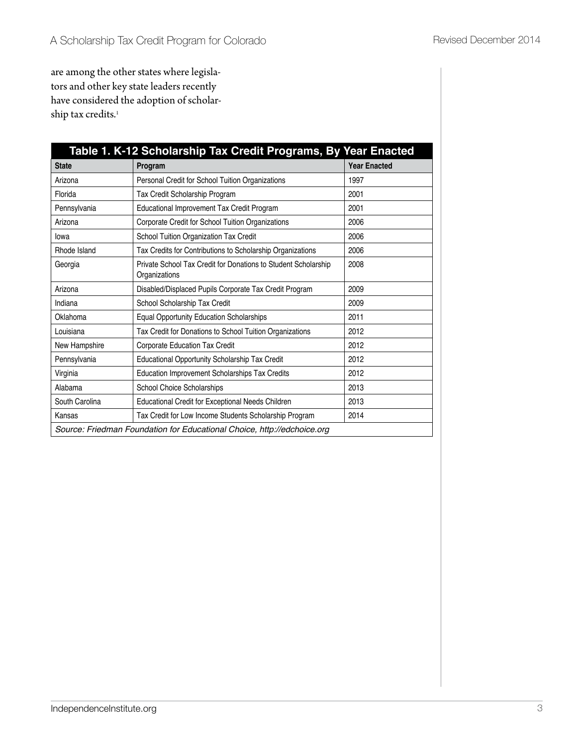are among the other states where legislators and other key state leaders recently have considered the adoption of scholarship tax credits.[1]

**Table 1. K-12 Scholarship Tax Credit Programs, By Year Enacted**

| State | Program | Year Enacted |
|---|---|---|
| Arizona | Personal Credit for School Tuition Organizations | 1997 |
| Florida | Tax Credit Scholarship Program | 2001 |
| Pennsylvania | Educational Improvement Tax Credit Program | 2001 |
| Arizona | Corporate Credit for School Tuition Organizations | 2006 |
| Iowa | School Tuition Organization Tax Credit | 2006 |
| Rhode Island | Tax Credits for Contributions to Scholarship Organizations | 2006 |
| Georgia | Private School Tax Credit for Donations to Student Scholarship Organizations | 2008 |
| Arizona | Disabled/Displaced Pupils Corporate Tax Credit Program | 2009 |
| Indiana | School Scholarship Tax Credit | 2009 |
| Oklahoma | Equal Opportunity Education Scholarships | 2011 |
| Louisiana | Tax Credit for Donations to School Tuition Organizations | 2012 |
| New Hampshire | Corporate Education Tax Credit | 2012 |
| Pennsylvania | Educational Opportunity Scholarship Tax Credit | 2012 |
| Virginia | Education Improvement Scholarships Tax Credits | 2012 |
| Alabama | School Choice Scholarships | 2013 |
| South Carolina | Educational Credit for Exceptional Needs Children | 2013 |
| Kansas | Tax Credit for Low Income Students Scholarship Program | 2014 |

*Source: Friedman Foundation for Educational Choice, http://edchoice.org*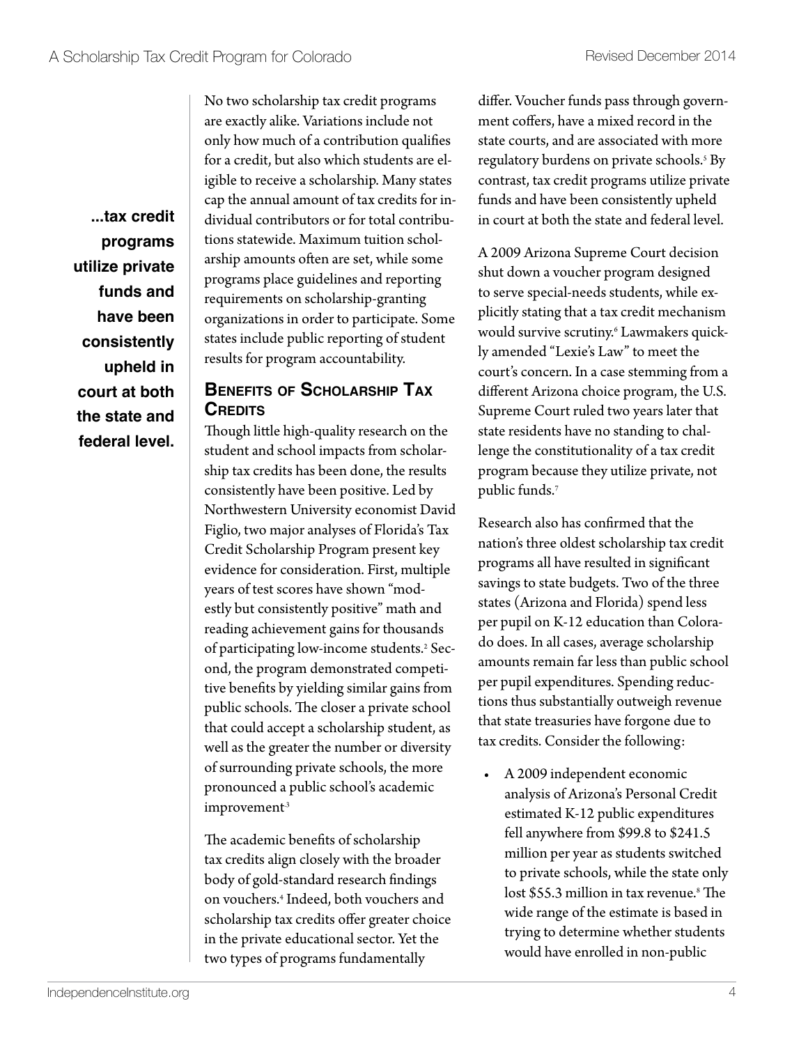**...tax credit programs utilize private funds and have been consistently upheld in court at both the state and federal level.**

No two scholarship tax credit programs are exactly alike. Variations include not only how much of a contribution qualifies for a credit, but also which students are eligible to receive a scholarship. Many states cap the annual amount of tax credits for individual contributors or for total contributions statewide. Maximum tuition scholarship amounts often are set, while some programs place guidelines and reporting requirements on scholarship-granting organizations in order to participate. Some states include public reporting of student results for program accountability.

## Benefits of Scholarship Tax Credits

Though little high-quality research on the student and school impacts from scholarship tax credits has been done, the results consistently have been positive. Led by Northwestern University economist David Figlio, two major analyses of Florida's Tax Credit Scholarship Program present key evidence for consideration. First, multiple years of test scores have shown "modestly but consistently positive" math and reading achievement gains for thousands of participating low-income students.[2] Second, the program demonstrated competitive benefits by yielding similar gains from public schools. The closer a private school that could accept a scholarship student, as well as the greater the number or diversity of surrounding private schools, the more pronounced a public school's academic improvement[3]

The academic benefits of scholarship tax credits align closely with the broader body of gold-standard research findings on vouchers.[4] Indeed, both vouchers and scholarship tax credits offer greater choice in the private educational sector. Yet the two types of programs fundamentally differ. Voucher funds pass through government coffers, have a mixed record in the state courts, and are associated with more regulatory burdens on private schools.[5] By contrast, tax credit programs utilize private funds and have been consistently upheld in court at both the state and federal level.

A 2009 Arizona Supreme Court decision shut down a voucher program designed to serve special-needs students, while explicitly stating that a tax credit mechanism would survive scrutiny.[6] Lawmakers quickly amended "Lexie's Law" to meet the court's concern. In a case stemming from a different Arizona choice program, the U.S. Supreme Court ruled two years later that state residents have no standing to challenge the constitutionality of a tax credit program because they utilize private, not public funds.[7]

Research also has confirmed that the nation's three oldest scholarship tax credit programs all have resulted in significant savings to state budgets. Two of the three states (Arizona and Florida) spend less per pupil on K-12 education than Colorado does. In all cases, average scholarship amounts remain far less than public school per pupil expenditures. Spending reductions thus substantially outweigh revenue that state treasuries have forgone due to tax credits. Consider the following:

- A 2009 independent economic analysis of Arizona's Personal Credit estimated K-12 public expenditures fell anywhere from $99.8 to $241.5 million per year as students switched to private schools, while the state only lost $55.3 million in tax revenue.[8] The wide range of the estimate is based in trying to determine whether students would have enrolled in non-public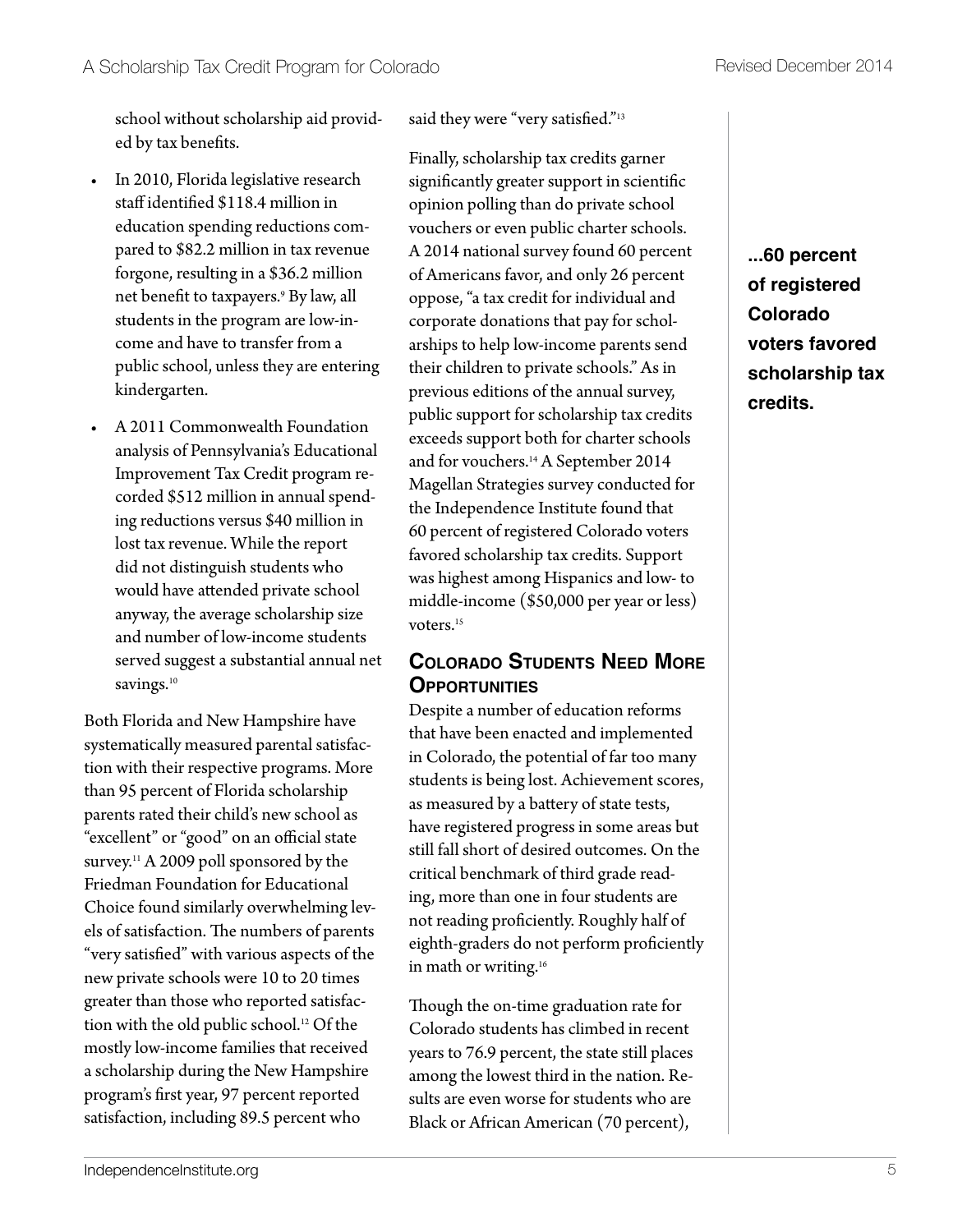school without scholarship aid provided by tax benefits.

- In 2010, Florida legislative research staff identified $118.4 million in education spending reductions compared to $82.2 million in tax revenue forgone, resulting in a $36.2 million net benefit to taxpayers.[9] By law, all students in the program are low-income and have to transfer from a public school, unless they are entering kindergarten.
- A 2011 Commonwealth Foundation analysis of Pennsylvania's Educational Improvement Tax Credit program recorded $512 million in annual spending reductions versus $40 million in lost tax revenue. While the report did not distinguish students who would have attended private school anyway, the average scholarship size and number of low-income students served suggest a substantial annual net savings.[10]

Both Florida and New Hampshire have systematically measured parental satisfaction with their respective programs. More than 95 percent of Florida scholarship parents rated their child's new school as "excellent" or "good" on an official state survey.[11] A 2009 poll sponsored by the Friedman Foundation for Educational Choice found similarly overwhelming levels of satisfaction. The numbers of parents "very satisfied" with various aspects of the new private schools were 10 to 20 times greater than those who reported satisfaction with the old public school.[12] Of the mostly low-income families that received a scholarship during the New Hampshire program's first year, 97 percent reported satisfaction, including 89.5 percent who said they were "very satisfied."[13]

Finally, scholarship tax credits garner significantly greater support in scientific opinion polling than do private school vouchers or even public charter schools. A 2014 national survey found 60 percent of Americans favor, and only 26 percent oppose, "a tax credit for individual and corporate donations that pay for scholarships to help low-income parents send their children to private schools." As in previous editions of the annual survey, public support for scholarship tax credits exceeds support both for charter schools and for vouchers.[14] A September 2014 Magellan Strategies survey conducted for the Independence Institute found that 60 percent of registered Colorado voters favored scholarship tax credits. Support was highest among Hispanics and low- to middle-income ($50,000 per year or less) voters.[15]

**...60 percent of registered Colorado voters favored scholarship tax credits.**

## Colorado Students Need More Opportunities

Despite a number of education reforms that have been enacted and implemented in Colorado, the potential of far too many students is being lost. Achievement scores, as measured by a battery of state tests, have registered progress in some areas but still fall short of desired outcomes. On the critical benchmark of third grade reading, more than one in four students are not reading proficiently. Roughly half of eighth-graders do not perform proficiently in math or writing.[16]

Though the on-time graduation rate for Colorado students has climbed in recent years to 76.9 percent, the state still places among the lowest third in the nation. Results are even worse for students who are Black or African American (70 percent),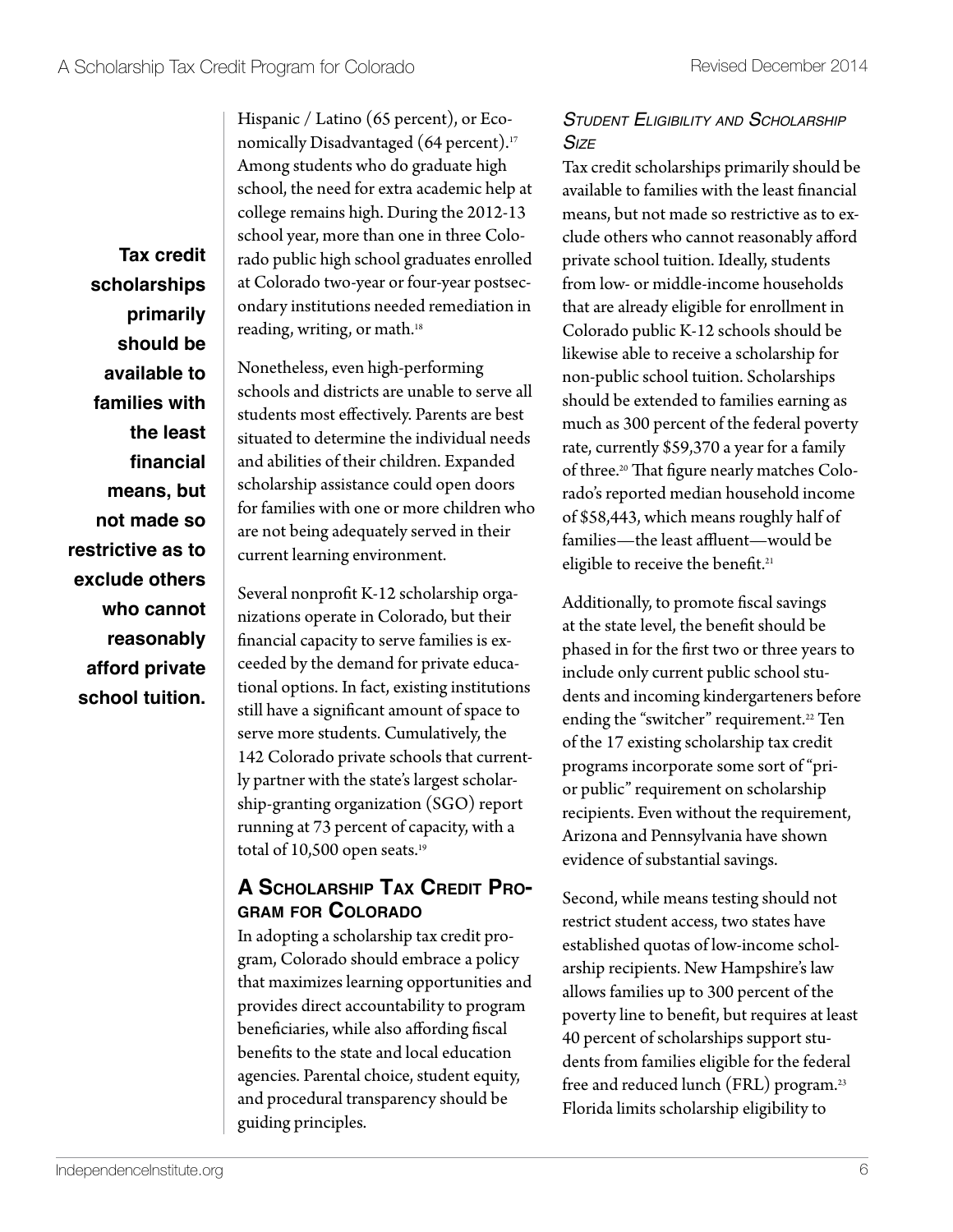Hispanic / Latino (65 percent), or Economically Disadvantaged (64 percent).[17] Among students who do graduate high school, the need for extra academic help at college remains high. During the 2012-13 school year, more than one in three Colorado public high school graduates enrolled at Colorado two-year or four-year postsecondary institutions needed remediation in reading, writing, or math.[18]

**Tax credit scholarships primarily should be available to families with the least financial means, but not made so restrictive as to exclude others who cannot reasonably afford private school tuition.**

Nonetheless, even high-performing schools and districts are unable to serve all students most effectively. Parents are best situated to determine the individual needs and abilities of their children. Expanded scholarship assistance could open doors for families with one or more children who are not being adequately served in their current learning environment.

Several nonprofit K-12 scholarship organizations operate in Colorado, but their financial capacity to serve families is exceeded by the demand for private educational options. In fact, existing institutions still have a significant amount of space to serve more students. Cumulatively, the 142 Colorado private schools that currently partner with the state's largest scholarship-granting organization (SGO) report running at 73 percent of capacity, with a total of 10,500 open seats.[19]

## A Scholarship Tax Credit Program for Colorado

In adopting a scholarship tax credit program, Colorado should embrace a policy that maximizes learning opportunities and provides direct accountability to program beneficiaries, while also affording fiscal benefits to the state and local education agencies. Parental choice, student equity, and procedural transparency should be guiding principles.

### *Student Eligibility and Scholarship Size*

Tax credit scholarships primarily should be available to families with the least financial means, but not made so restrictive as to exclude others who cannot reasonably afford private school tuition. Ideally, students from low- or middle-income households that are already eligible for enrollment in Colorado public K-12 schools should be likewise able to receive a scholarship for non-public school tuition. Scholarships should be extended to families earning as much as 300 percent of the federal poverty rate, currently $59,370 a year for a family of three.[20] That figure nearly matches Colorado's reported median household income of $58,443, which means roughly half of families—the least affluent—would be eligible to receive the benefit.[21]

Additionally, to promote fiscal savings at the state level, the benefit should be phased in for the first two or three years to include only current public school students and incoming kindergarteners before ending the "switcher" requirement.[22] Ten of the 17 existing scholarship tax credit programs incorporate some sort of "prior public" requirement on scholarship recipients. Even without the requirement, Arizona and Pennsylvania have shown evidence of substantial savings.

Second, while means testing should not restrict student access, two states have established quotas of low-income scholarship recipients. New Hampshire's law allows families up to 300 percent of the poverty line to benefit, but requires at least 40 percent of scholarships support students from families eligible for the federal free and reduced lunch (FRL) program.[23] Florida limits scholarship eligibility to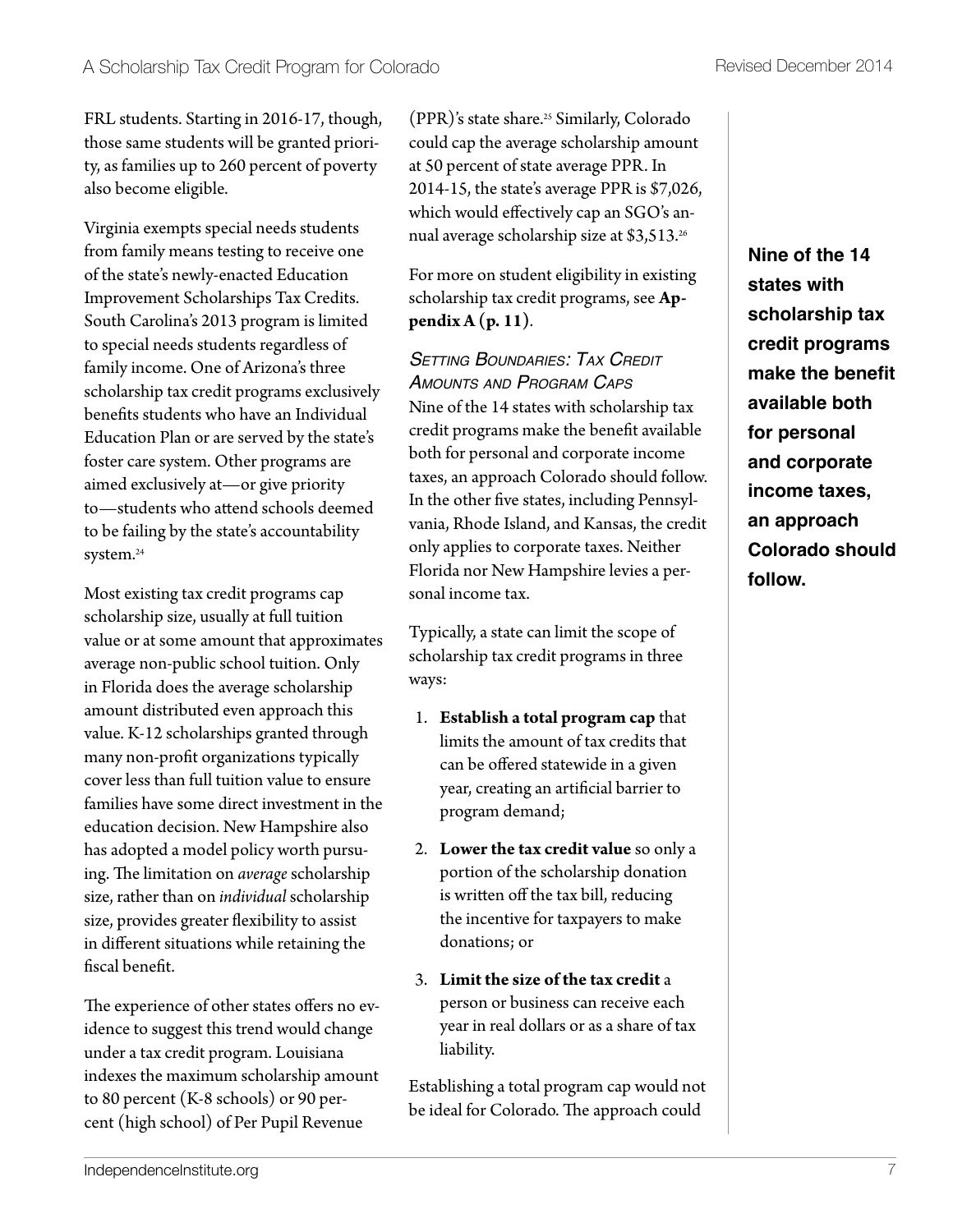FRL students. Starting in 2016-17, though, those same students will be granted priority, as families up to 260 percent of poverty also become eligible.

Virginia exempts special needs students from family means testing to receive one of the state's newly-enacted Education Improvement Scholarships Tax Credits. South Carolina's 2013 program is limited to special needs students regardless of family income. One of Arizona's three scholarship tax credit programs exclusively benefits students who have an Individual Education Plan or are served by the state's foster care system. Other programs are aimed exclusively at—or give priority to—students who attend schools deemed to be failing by the state's accountability system.[24]

Most existing tax credit programs cap scholarship size, usually at full tuition value or at some amount that approximates average non-public school tuition. Only in Florida does the average scholarship amount distributed even approach this value. K-12 scholarships granted through many non-profit organizations typically cover less than full tuition value to ensure families have some direct investment in the education decision. New Hampshire also has adopted a model policy worth pursuing. The limitation on *average* scholarship size, rather than on *individual* scholarship size, provides greater flexibility to assist in different situations while retaining the fiscal benefit.

The experience of other states offers no evidence to suggest this trend would change under a tax credit program. Louisiana indexes the maximum scholarship amount to 80 percent (K-8 schools) or 90 percent (high school) of Per Pupil Revenue (PPR)'s state share.[25] Similarly, Colorado could cap the average scholarship amount at 50 percent of state average PPR. In 2014-15, the state's average PPR is $7,026, which would effectively cap an SGO's annual average scholarship size at $3,513.[26]

For more on student eligibility in existing scholarship tax credit programs, see **Appendix A (p. 11)**.

### *Setting Boundaries: Tax Credit Amounts and Program Caps*

Nine of the 14 states with scholarship tax credit programs make the benefit available both for personal and corporate income taxes, an approach Colorado should follow. In the other five states, including Pennsylvania, Rhode Island, and Kansas, the credit only applies to corporate taxes. Neither Florida nor New Hampshire levies a personal income tax.

**Nine of the 14 states with scholarship tax credit programs make the benefit available both for personal and corporate income taxes, an approach Colorado should follow.**

Typically, a state can limit the scope of scholarship tax credit programs in three ways:

1. **Establish a total program cap** that limits the amount of tax credits that can be offered statewide in a given year, creating an artificial barrier to program demand;
2. **Lower the tax credit value** so only a portion of the scholarship donation is written off the tax bill, reducing the incentive for taxpayers to make donations; or
3. **Limit the size of the tax credit** a person or business can receive each year in real dollars or as a share of tax liability.

Establishing a total program cap would not be ideal for Colorado. The approach could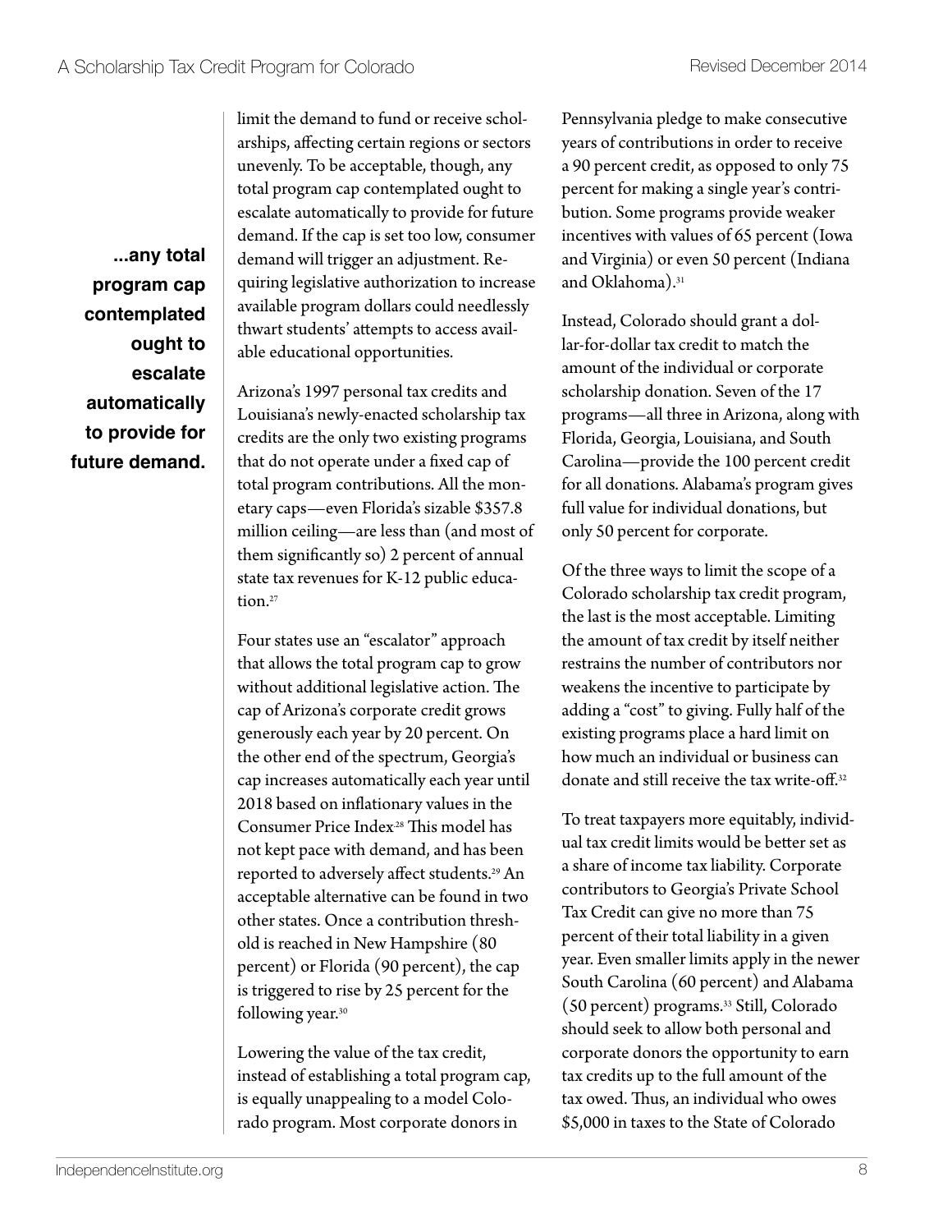**...any total program cap contemplated ought to escalate automatically to provide for future demand.**

limit the demand to fund or receive scholarships, affecting certain regions or sectors unevenly. To be acceptable, though, any total program cap contemplated ought to escalate automatically to provide for future demand. If the cap is set too low, consumer demand will trigger an adjustment. Requiring legislative authorization to increase available program dollars could needlessly thwart students' attempts to access available educational opportunities.

Arizona's 1997 personal tax credits and Louisiana's newly-enacted scholarship tax credits are the only two existing programs that do not operate under a fixed cap of total program contributions. All the monetary caps—even Florida's sizable $357.8 million ceiling—are less than (and most of them significantly so) 2 percent of annual state tax revenues for K-12 public education.[27]

Four states use an "escalator" approach that allows the total program cap to grow without additional legislative action. The cap of Arizona's corporate credit grows generously each year by 20 percent. On the other end of the spectrum, Georgia's cap increases automatically each year until 2018 based on inflationary values in the Consumer Price Index.[28] This model has not kept pace with demand, and has been reported to adversely affect students.[29] An acceptable alternative can be found in two other states. Once a contribution threshold is reached in New Hampshire (80 percent) or Florida (90 percent), the cap is triggered to rise by 25 percent for the following year.[30]

Lowering the value of the tax credit, instead of establishing a total program cap, is equally unappealing to a model Colorado program. Most corporate donors in Pennsylvania pledge to make consecutive years of contributions in order to receive a 90 percent credit, as opposed to only 75 percent for making a single year's contribution. Some programs provide weaker incentives with values of 65 percent (Iowa and Virginia) or even 50 percent (Indiana and Oklahoma).[31]

Instead, Colorado should grant a dollar-for-dollar tax credit to match the amount of the individual or corporate scholarship donation. Seven of the 17 programs—all three in Arizona, along with Florida, Georgia, Louisiana, and South Carolina—provide the 100 percent credit for all donations. Alabama's program gives full value for individual donations, but only 50 percent for corporate.

Of the three ways to limit the scope of a Colorado scholarship tax credit program, the last is the most acceptable. Limiting the amount of tax credit by itself neither restrains the number of contributors nor weakens the incentive to participate by adding a "cost" to giving. Fully half of the existing programs place a hard limit on how much an individual or business can donate and still receive the tax write-off.[32]

To treat taxpayers more equitably, individual tax credit limits would be better set as a share of income tax liability. Corporate contributors to Georgia's Private School Tax Credit can give no more than 75 percent of their total liability in a given year. Even smaller limits apply in the newer South Carolina (60 percent) and Alabama (50 percent) programs.[33] Still, Colorado should seek to allow both personal and corporate donors the opportunity to earn tax credits up to the full amount of the tax owed. Thus, an individual who owes $5,000 in taxes to the State of Colorado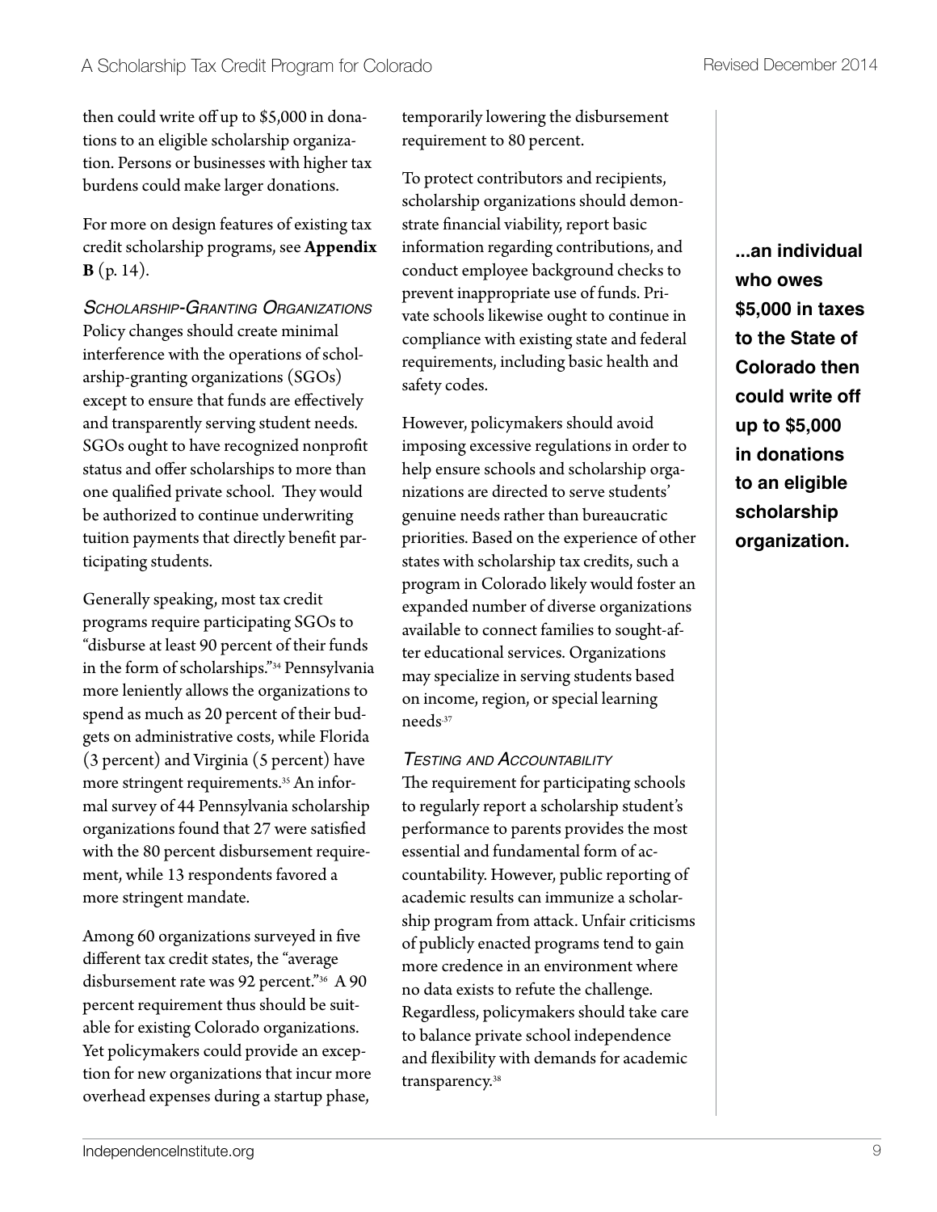then could write off up to $5,000 in donations to an eligible scholarship organization. Persons or businesses with higher tax burdens could make larger donations.

For more on design features of existing tax credit scholarship programs, see **Appendix B** (p. 14).

### *Scholarship-Granting Organizations*

Policy changes should create minimal interference with the operations of scholarship-granting organizations (SGOs) except to ensure that funds are effectively and transparently serving student needs. SGOs ought to have recognized nonprofit status and offer scholarships to more than one qualified private school. They would be authorized to continue underwriting tuition payments that directly benefit participating students.

Generally speaking, most tax credit programs require participating SGOs to "disburse at least 90 percent of their funds in the form of scholarships."[34] Pennsylvania more leniently allows the organizations to spend as much as 20 percent of their budgets on administrative costs, while Florida (3 percent) and Virginia (5 percent) have more stringent requirements.[35] An informal survey of 44 Pennsylvania scholarship organizations found that 27 were satisfied with the 80 percent disbursement requirement, while 13 respondents favored a more stringent mandate.

Among 60 organizations surveyed in five different tax credit states, the "average disbursement rate was 92 percent."[36] A 90 percent requirement thus should be suitable for existing Colorado organizations. Yet policymakers could provide an exception for new organizations that incur more overhead expenses during a startup phase, temporarily lowering the disbursement requirement to 80 percent.

To protect contributors and recipients, scholarship organizations should demonstrate financial viability, report basic information regarding contributions, and conduct employee background checks to prevent inappropriate use of funds. Private schools likewise ought to continue in compliance with existing state and federal requirements, including basic health and safety codes.

However, policymakers should avoid imposing excessive regulations in order to help ensure schools and scholarship organizations are directed to serve students' genuine needs rather than bureaucratic priorities. Based on the experience of other states with scholarship tax credits, such a program in Colorado likely would foster an expanded number of diverse organizations available to connect families to sought-after educational services. Organizations may specialize in serving students based on income, region, or special learning needs.[37]

### *Testing and Accountability*

The requirement for participating schools to regularly report a scholarship student's performance to parents provides the most essential and fundamental form of accountability. However, public reporting of academic results can immunize a scholarship program from attack. Unfair criticisms of publicly enacted programs tend to gain more credence in an environment where no data exists to refute the challenge. Regardless, policymakers should take care to balance private school independence and flexibility with demands for academic transparency.[38]

**...an individual who owes $5,000 in taxes to the State of Colorado then could write off up to $5,000 in donations to an eligible scholarship organization.**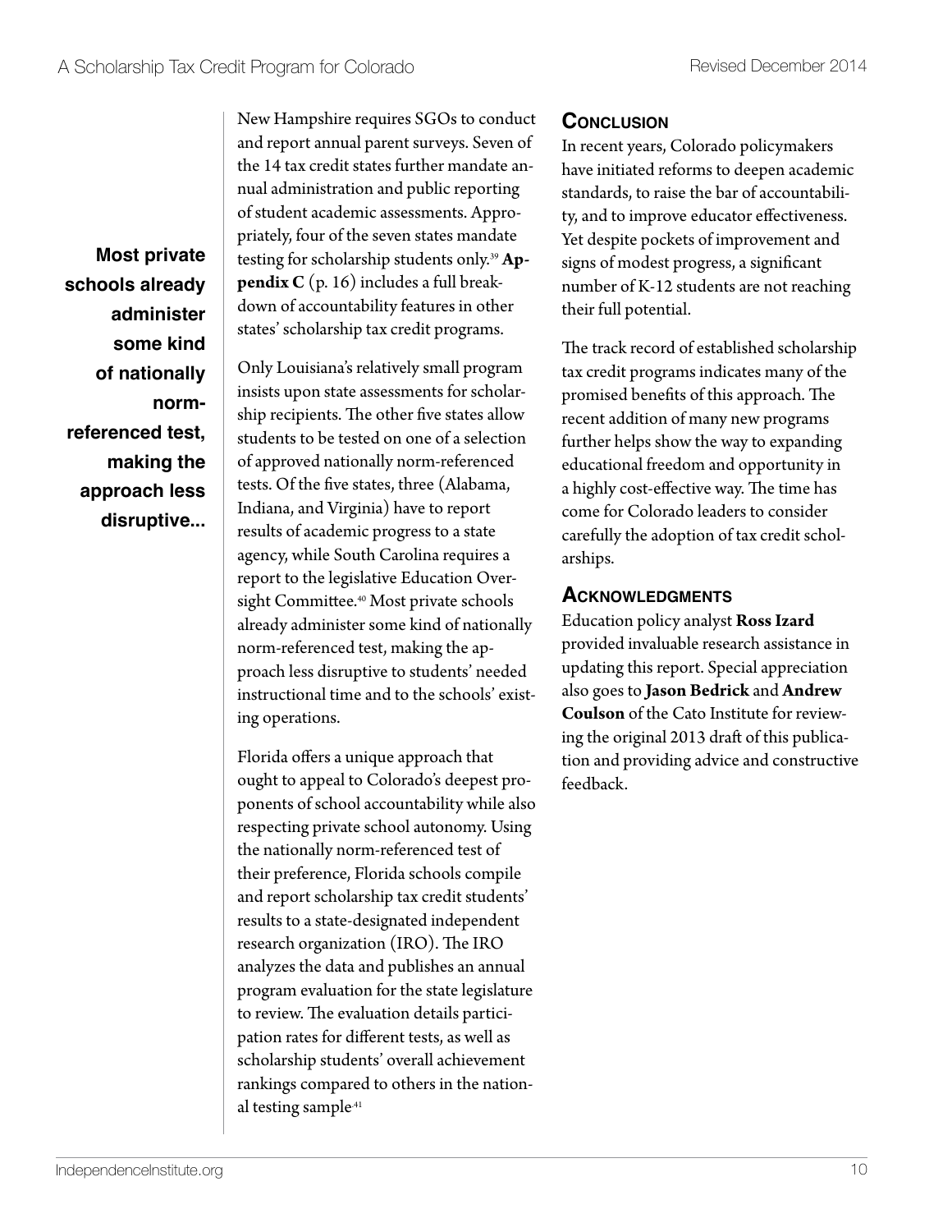**Most private schools already administer some kind of nationally norm-referenced test, making the approach less disruptive...**

New Hampshire requires SGOs to conduct and report annual parent surveys. Seven of the 14 tax credit states further mandate annual administration and public reporting of student academic assessments. Appropriately, four of the seven states mandate testing for scholarship students only.[39] **Appendix C** (p. 16) includes a full breakdown of accountability features in other states' scholarship tax credit programs.

Only Louisiana's relatively small program insists upon state assessments for scholarship recipients. The other five states allow students to be tested on one of a selection of approved nationally norm-referenced tests. Of the five states, three (Alabama, Indiana, and Virginia) have to report results of academic progress to a state agency, while South Carolina requires a report to the legislative Education Oversight Committee.[40] Most private schools already administer some kind of nationally norm-referenced test, making the approach less disruptive to students' needed instructional time and to the schools' existing operations.

Florida offers a unique approach that ought to appeal to Colorado's deepest proponents of school accountability while also respecting private school autonomy. Using the nationally norm-referenced test of their preference, Florida schools compile and report scholarship tax credit students' results to a state-designated independent research organization (IRO). The IRO analyzes the data and publishes an annual program evaluation for the state legislature to review. The evaluation details participation rates for different tests, as well as scholarship students' overall achievement rankings compared to others in the national testing sample.[41]

## Conclusion

In recent years, Colorado policymakers have initiated reforms to deepen academic standards, to raise the bar of accountability, and to improve educator effectiveness. Yet despite pockets of improvement and signs of modest progress, a significant number of K-12 students are not reaching their full potential.

The track record of established scholarship tax credit programs indicates many of the promised benefits of this approach. The recent addition of many new programs further helps show the way to expanding educational freedom and opportunity in a highly cost-effective way. The time has come for Colorado leaders to consider carefully the adoption of tax credit scholarships.

## Acknowledgments

Education policy analyst **Ross Izard** provided invaluable research assistance in updating this report. Special appreciation also goes to **Jason Bedrick** and **Andrew Coulson** of the Cato Institute for reviewing the original 2013 draft of this publication and providing advice and constructive feedback.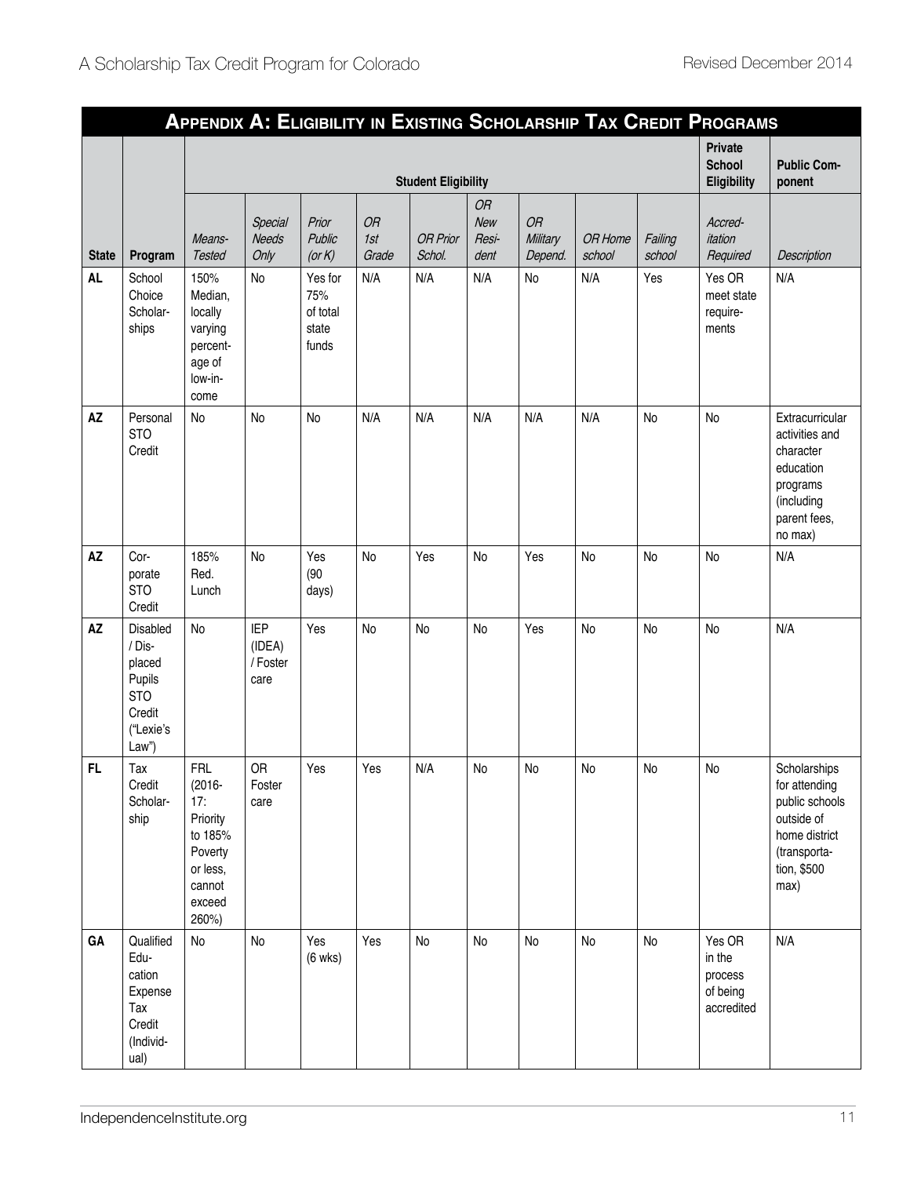## Appendix A: Eligibility in Existing Scholarship Tax Credit Programs

| | | Student Eligibility | | | | | | | | | Private School Eligibility | Public Component |
|---|---|---|---|---|---|---|---|---|---|---|---|---|
| **State** | **Program** | *Means-Tested* | *Special Needs Only* | *Prior Public (or K)* | *OR 1st Grade* | *OR Prior Schol.* | *OR New Resident* | *OR Military Depend.* | *OR Home school* | *Failing school* | *Accreditation Required* | *Description* |
| **AL** | School Choice Scholarships | 150% Median, locally varying percentage of low-income | No | Yes for 75% of total state funds | N/A | N/A | N/A | No | N/A | Yes | Yes OR meet state requirements | N/A |
| **AZ** | Personal STO Credit | No | No | No | N/A | N/A | N/A | N/A | N/A | No | No | Extracurricular activities and character education programs (including parent fees, no max) |
| **AZ** | Corporate STO Credit | 185% Red. Lunch | No | Yes (90 days) | No | Yes | No | Yes | No | No | No | N/A |
| **AZ** | Disabled / Displaced Pupils STO Credit ("Lexie's Law") | No | IEP (IDEA) / Foster care | Yes | No | No | No | Yes | No | No | No | N/A |
| **FL** | Tax Credit Scholarship | FRL (2016-17: Priority to 185% Poverty or less, cannot exceed 260%) | OR Foster care | Yes | Yes | N/A | No | No | No | No | No | Scholarships for attending public schools outside of home district (transportation, $500 max) |
| **GA** | Qualified Education Expense Tax Credit (Individual) | No | No | Yes (6 wks) | Yes | No | No | No | No | No | Yes OR in the process of being accredited | N/A |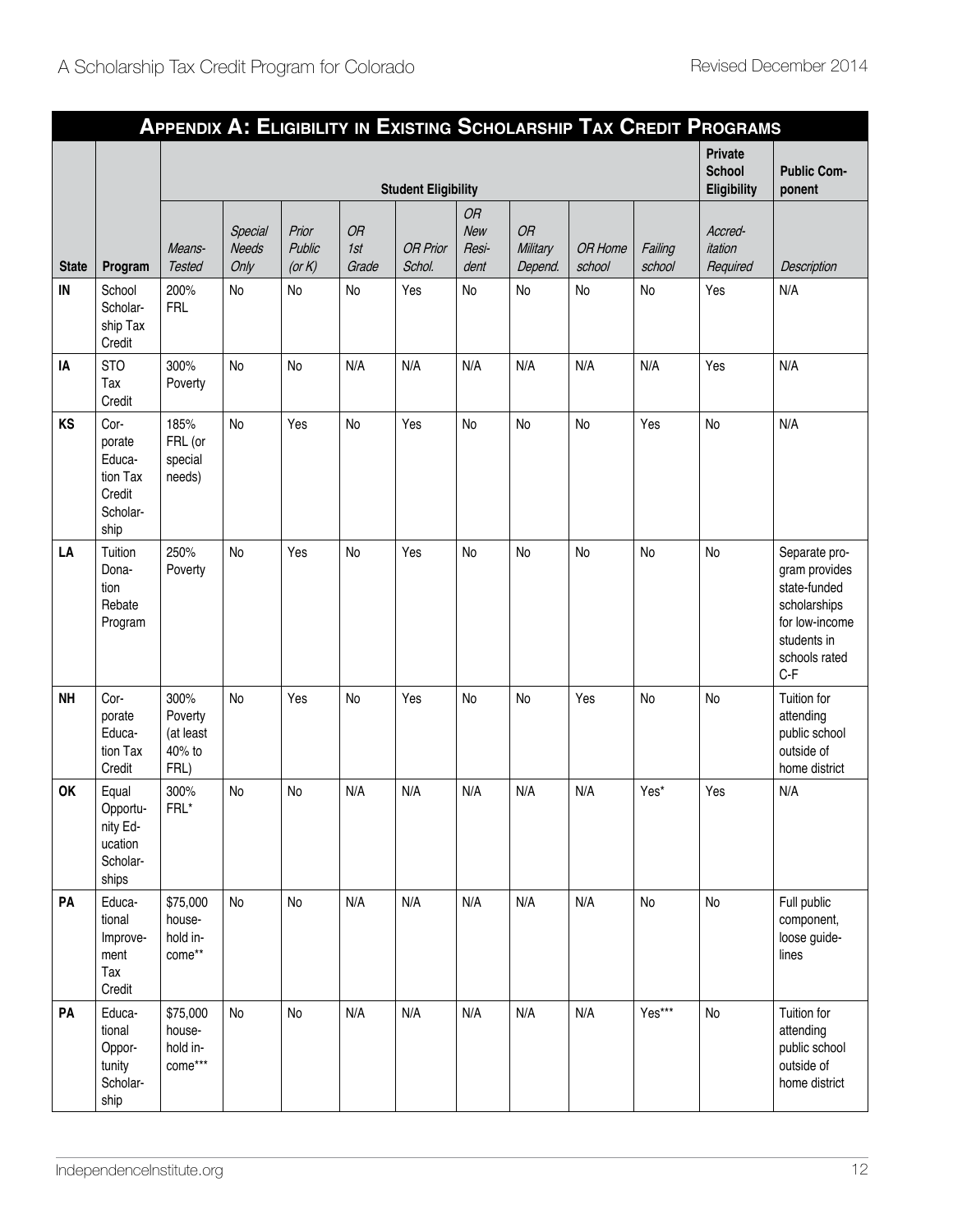## Appendix A: Eligibility in Existing Scholarship Tax Credit Programs

| | | Student Eligibility | | | | | | | | | Private School Eligibility | Public Component |
|---|---|---|---|---|---|---|---|---|---|---|---|---|
| **State** | **Program** | *Means-Tested* | *Special Needs Only* | *Prior Public (or K)* | *OR 1st Grade* | *OR Prior Schol.* | *OR New Resident* | *OR Military Depend.* | *OR Home school* | *Failing school* | *Accreditation Required* | *Description* |
| **IN** | School Scholarship Tax Credit | 200% FRL | No | No | No | Yes | No | No | No | No | Yes | N/A |
| **IA** | STO Tax Credit | 300% Poverty | No | No | N/A | N/A | N/A | N/A | N/A | N/A | Yes | N/A |
| **KS** | Corporate Education Tax Credit Scholarship | 185% FRL (or special needs) | No | Yes | No | Yes | No | No | No | Yes | No | N/A |
| **LA** | Tuition Donation Rebate Program | 250% Poverty | No | Yes | No | Yes | No | No | No | No | No | Separate program provides state-funded scholarships for low-income students in schools rated C-F |
| **NH** | Corporate Education Tax Credit | 300% Poverty (at least 40% to FRL) | No | Yes | No | Yes | No | No | Yes | No | No | Tuition for attending public school outside of home district |
| **OK** | Equal Opportunity Education Scholarships | 300% FRL* | No | No | N/A | N/A | N/A | N/A | N/A | Yes* | Yes | N/A |
| **PA** | Educational Improvement Tax Credit | $75,000 household income** | No | No | N/A | N/A | N/A | N/A | N/A | No | No | Full public component, loose guidelines |
| **PA** | Educational Opportunity Scholarship | $75,000 household income*** | No | No | N/A | N/A | N/A | N/A | N/A | Yes*** | No | Tuition for attending public school outside of home district |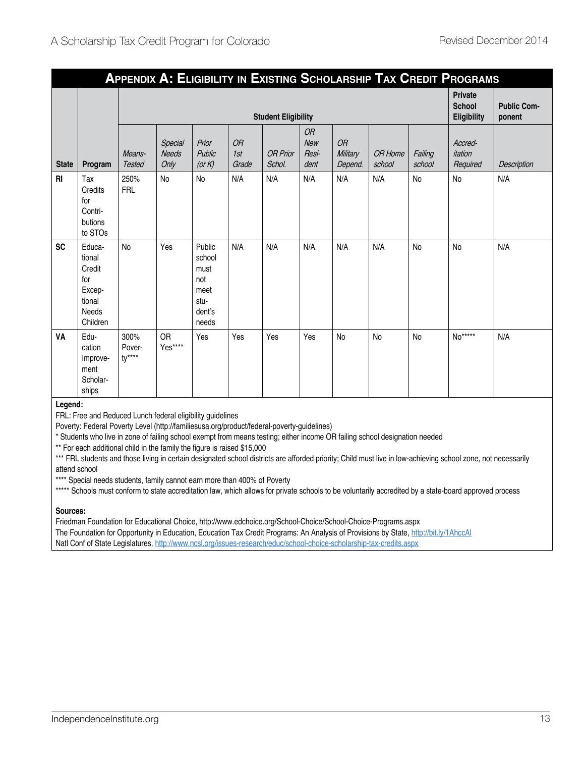## Appendix A: Eligibility in Existing Scholarship Tax Credit Programs

| | | Student Eligibility | | | | | | | | | Private School Eligibility | Public Component |
|---|---|---|---|---|---|---|---|---|---|---|---|---|
| **State** | **Program** | *Means-Tested* | *Special Needs Only* | *Prior Public (or K)* | *OR 1st Grade* | *OR Prior Schol.* | *OR New Resident* | *OR Military Depend.* | *OR Home school* | *Failing school* | *Accred-itation Required* | *Description* |
| **RI** | Tax Credits for Contributions to STOs | 250% FRL | No | No | N/A | N/A | N/A | N/A | N/A | No | No | N/A |
| **SC** | Educational Credit for Exceptional Needs Children | No | Yes | Public school must not meet student's needs | N/A | N/A | N/A | N/A | N/A | No | No | N/A |
| **VA** | Education Improvement Scholarships | 300% Poverty**** | OR Yes**** | Yes | Yes | Yes | Yes | No | No | No | No***** | N/A |

**Legend:**

FRL: Free and Reduced Lunch federal eligibility guidelines

Poverty: Federal Poverty Level (http://familiesusa.org/product/federal-poverty-guidelines)

* Students who live in zone of failing school exempt from means testing; either income OR failing school designation needed

** For each additional child in the family the figure is raised $15,000

*** FRL students and those living in certain designated school districts are afforded priority; Child must live in low-achieving school zone, not necessarily attend school

**** Special needs students, family cannot earn more than 400% of Poverty

***** Schools must conform to state accreditation law, which allows for private schools to be voluntarily accredited by a state-board approved process

**Sources:**

Friedman Foundation for Educational Choice, http://www.edchoice.org/School-Choice/School-Choice-Programs.aspx

The Foundation for Opportunity in Education, Education Tax Credit Programs: An Analysis of Provisions by State, http://bit.ly/1AhccAl

Natl Conf of State Legislatures, http://www.ncsl.org/issues-research/educ/school-choice-scholarship-tax-credits.aspx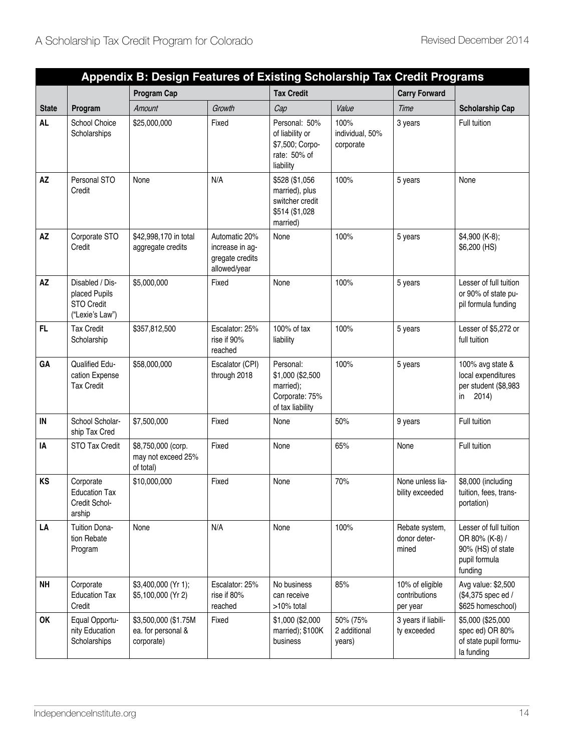## Appendix B: Design Features of Existing Scholarship Tax Credit Programs

| | | Program Cap | | Tax Credit | | Carry Forward | |
|---|---|---|---|---|---|---|---|
| **State** | **Program** | *Amount* | *Growth* | *Cap* | *Value* | *Time* | **Scholarship Cap** |
| **AL** | School Choice Scholarships | $25,000,000 | Fixed | Personal: 50% of liability or $7,500; Corporate: 50% of liability | 100% individual, 50% corporate | 3 years | Full tuition |
| **AZ** | Personal STO Credit | None | N/A | $528 ($1,056 married), plus switcher credit $514 ($1,028 married) | 100% | 5 years | None |
| **AZ** | Corporate STO Credit | $42,998,170 in total aggregate credits | Automatic 20% increase in aggregate credits allowed/year | None | 100% | 5 years | $4,900 (K-8); $6,200 (HS) |
| **AZ** | Disabled / Displaced Pupils STO Credit ("Lexie's Law") | $5,000,000 | Fixed | None | 100% | 5 years | Lesser of full tuition or 90% of state pupil formula funding |
| **FL** | Tax Credit Scholarship | $357,812,500 | Escalator: 25% rise if 90% reached | 100% of tax liability | 100% | 5 years | Lesser of $5,272 or full tuition |
| **GA** | Qualified Education Expense Tax Credit | $58,000,000 | Escalator (CPI) through 2018 | Personal: $1,000 ($2,500 married); Corporate: 75% of tax liability | 100% | 5 years | 100% avg state & local expenditures per student ($8,983 in 2014) |
| **IN** | School Scholarship Tax Cred | $7,500,000 | Fixed | None | 50% | 9 years | Full tuition |
| **IA** | STO Tax Credit | $8,750,000 (corp. may not exceed 25% of total) | Fixed | None | 65% | None | Full tuition |
| **KS** | Corporate Education Tax Credit Scholarship | $10,000,000 | Fixed | None | 70% | None unless liability exceeded | $8,000 (including tuition, fees, transportation) |
| **LA** | Tuition Donation Rebate Program | None | N/A | None | 100% | Rebate system, donor determined | Lesser of full tuition OR 80% (K-8) / 90% (HS) of state pupil formula funding |
| **NH** | Corporate Education Tax Credit | $3,400,000 (Yr 1); $5,100,000 (Yr 2) | Escalator: 25% rise if 80% reached | No business can receive >10% total | 85% | 10% of eligible contributions per year | Avg value: $2,500 ($4,375 spec ed / $625 homeschool) |
| **OK** | Equal Opportunity Education Scholarships | $3,500,000 ($1.75M ea. for personal & corporate) | Fixed | $1,000 ($2,000 married); $100K business | 50% (75% 2 additional years) | 3 years if liability exceeded | $5,000 ($25,000 spec ed) OR 80% of state pupil formula funding |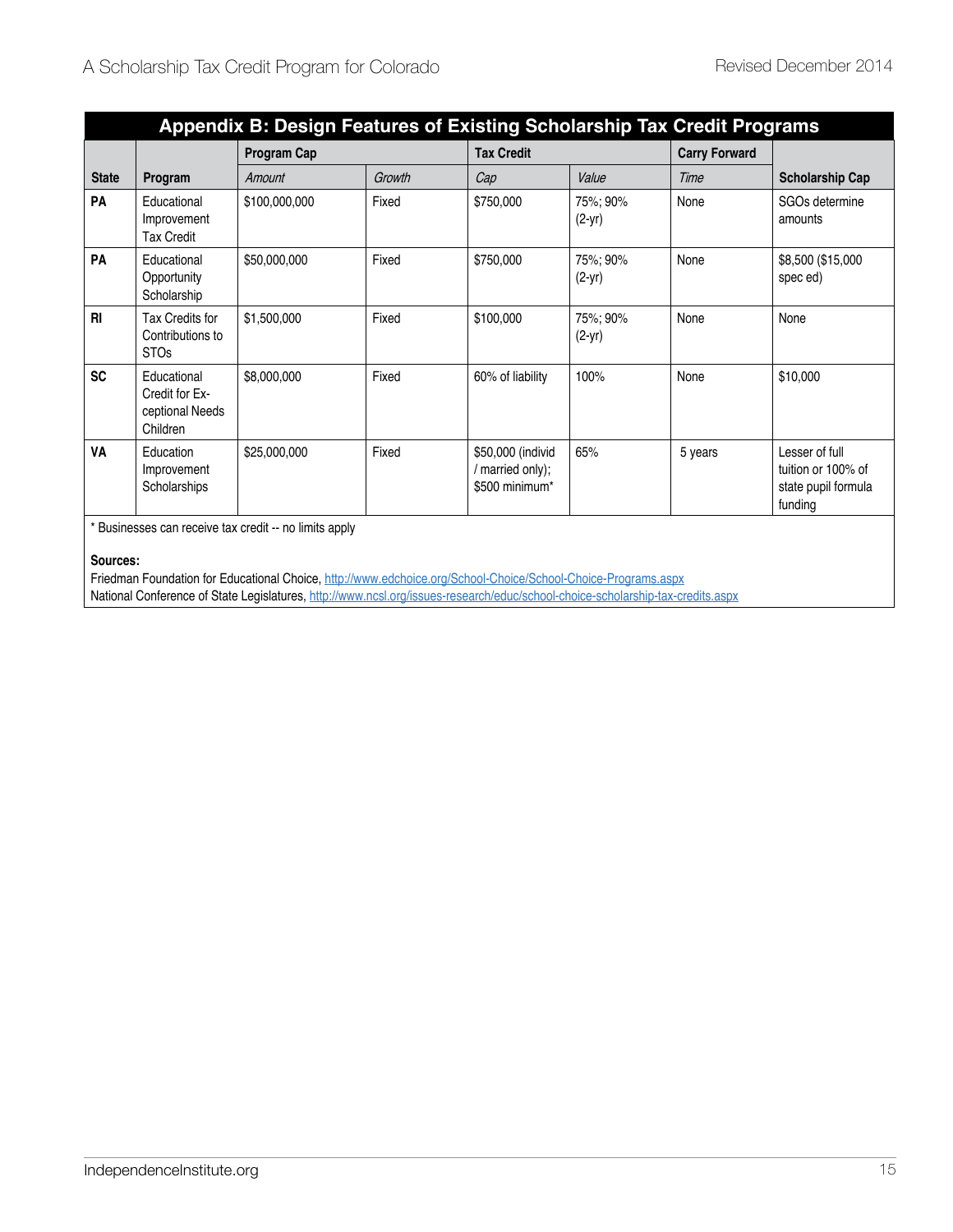## Appendix B: Design Features of Existing Scholarship Tax Credit Programs

| | | Program Cap | | Tax Credit | | Carry Forward | |
|---|---|---|---|---|---|---|---|
| **State** | **Program** | *Amount* | *Growth* | *Cap* | *Value* | *Time* | **Scholarship Cap** |
| **PA** | Educational Improvement Tax Credit | $100,000,000 | Fixed | $750,000 | 75%; 90% (2-yr) | None | SGOs determine amounts |
| **PA** | Educational Opportunity Scholarship | $50,000,000 | Fixed | $750,000 | 75%; 90% (2-yr) | None | $8,500 ($15,000 spec ed) |
| **RI** | Tax Credits for Contributions to STOs | $1,500,000 | Fixed | $100,000 | 75%; 90% (2-yr) | None | None |
| **SC** | Educational Credit for Exceptional Needs Children | $8,000,000 | Fixed | 60% of liability | 100% | None | $10,000 |
| **VA** | Education Improvement Scholarships | $25,000,000 | Fixed | $50,000 (individ / married only); $500 minimum* | 65% | 5 years | Lesser of full tuition or 100% of state pupil formula funding |

\* Businesses can receive tax credit -- no limits apply

**Sources:**
Friedman Foundation for Educational Choice, http://www.edchoice.org/School-Choice/School-Choice-Programs.aspx
National Conference of State Legislatures, http://www.ncsl.org/issues-research/educ/school-choice-scholarship-tax-credits.aspx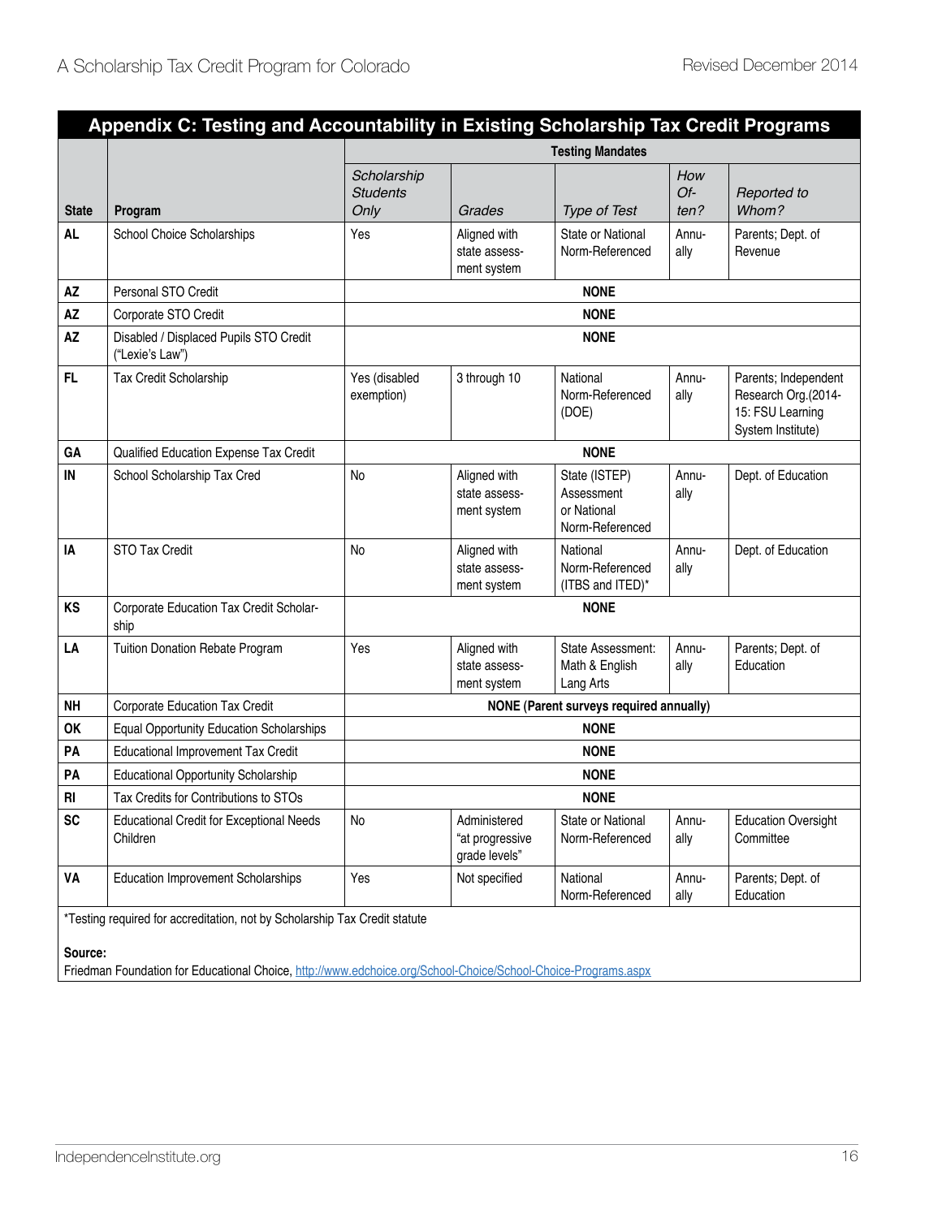## Appendix C: Testing and Accountability in Existing Scholarship Tax Credit Programs

| | | Testing Mandates | | | | |
|---|---|---|---|---|---|---|
| **State** | **Program** | *Scholarship Students Only* | *Grades* | *Type of Test* | *How Often?* | *Reported to Whom?* |
| **AL** | School Choice Scholarships | Yes | Aligned with state assessment system | State or National Norm-Referenced | Annually | Parents; Dept. of Revenue |
| **AZ** | Personal STO Credit | **NONE** | | | | |
| **AZ** | Corporate STO Credit | **NONE** | | | | |
| **AZ** | Disabled / Displaced Pupils STO Credit ("Lexie's Law") | **NONE** | | | | |
| **FL** | Tax Credit Scholarship | Yes (disabled exemption) | 3 through 10 | National Norm-Referenced (DOE) | Annually | Parents; Independent Research Org.(2014-15: FSU Learning System Institute) |
| **GA** | Qualified Education Expense Tax Credit | **NONE** | | | | |
| **IN** | School Scholarship Tax Cred | No | Aligned with state assessment system | State (ISTEP) Assessment or National Norm-Referenced | Annually | Dept. of Education |
| **IA** | STO Tax Credit | No | Aligned with state assessment system | National Norm-Referenced (ITBS and ITED)* | Annually | Dept. of Education |
| **KS** | Corporate Education Tax Credit Scholarship | **NONE** | | | | |
| **LA** | Tuition Donation Rebate Program | Yes | Aligned with state assessment system | State Assessment: Math & English Lang Arts | Annually | Parents; Dept. of Education |
| **NH** | Corporate Education Tax Credit | **NONE (Parent surveys required annually)** | | | | |
| **OK** | Equal Opportunity Education Scholarships | **NONE** | | | | |
| **PA** | Educational Improvement Tax Credit | **NONE** | | | | |
| **PA** | Educational Opportunity Scholarship | **NONE** | | | | |
| **RI** | Tax Credits for Contributions to STOs | **NONE** | | | | |
| **SC** | Educational Credit for Exceptional Needs Children | No | Administered "at progressive grade levels" | State or National Norm-Referenced | Annually | Education Oversight Committee |
| **VA** | Education Improvement Scholarships | Yes | Not specified | National Norm-Referenced | Annually | Parents; Dept. of Education |

*Testing required for accreditation, not by Scholarship Tax Credit statute

**Source:**
Friedman Foundation for Educational Choice, http://www.edchoice.org/School-Choice/School-Choice-Programs.aspx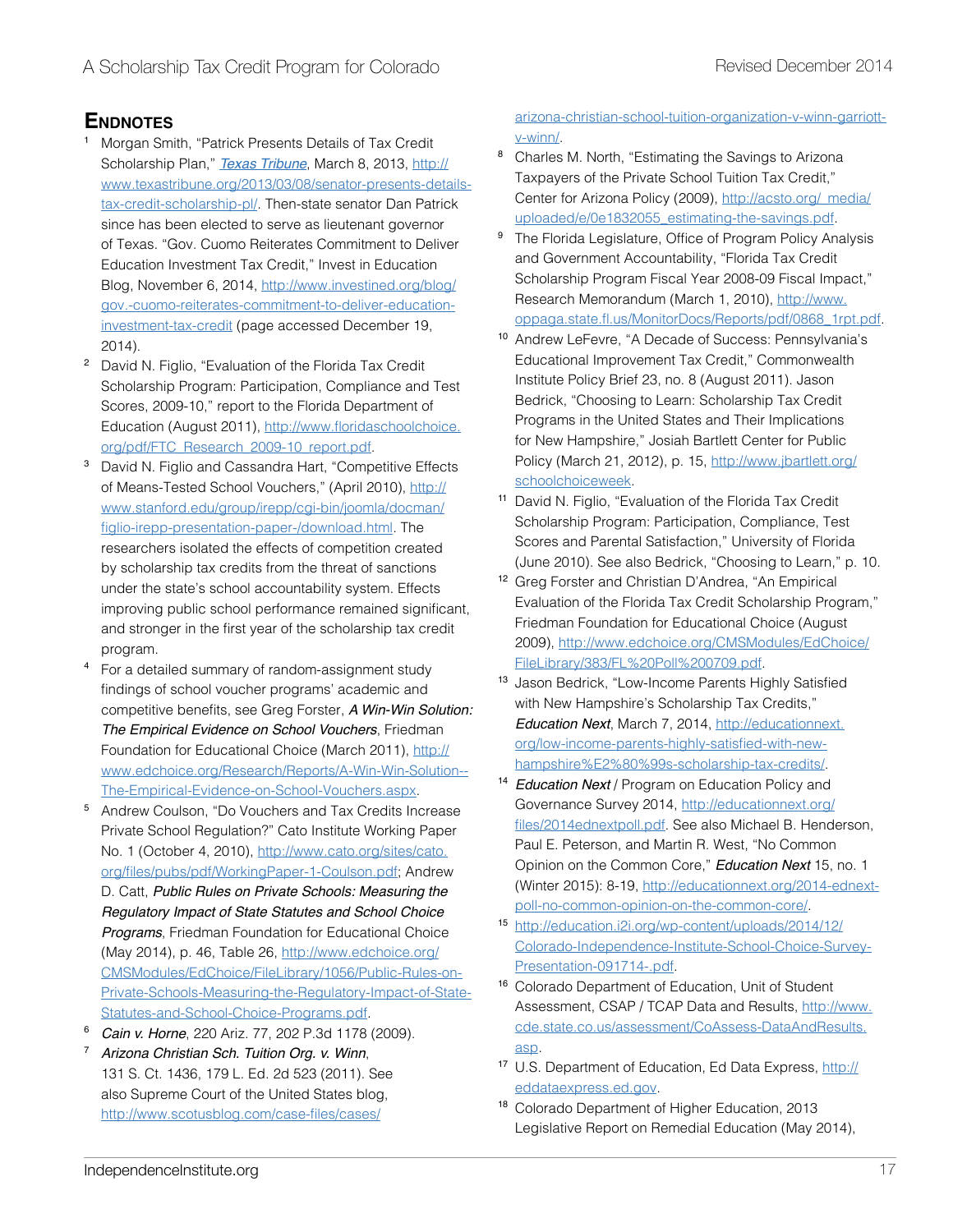## ENDNOTES

1. Morgan Smith, "Patrick Presents Details of Tax Credit Scholarship Plan," *Texas Tribune*, March 8, 2013, http://www.texastribune.org/2013/03/08/senator-presents-details-tax-credit-scholarship-pl/. Then-state senator Dan Patrick since has been elected to serve as lieutenant governor of Texas. "Gov. Cuomo Reiterates Commitment to Deliver Education Investment Tax Credit," Invest in Education Blog, November 6, 2014, http://www.investined.org/blog/gov.-cuomo-reiterates-commitment-to-deliver-education-investment-tax-credit (page accessed December 19, 2014).
2. David N. Figlio, "Evaluation of the Florida Tax Credit Scholarship Program: Participation, Compliance and Test Scores, 2009-10," report to the Florida Department of Education (August 2011), http://www.floridaschoolchoice.org/pdf/FTC_Research_2009-10_report.pdf.
3. David N. Figlio and Cassandra Hart, "Competitive Effects of Means-Tested School Vouchers," (April 2010), http://www.stanford.edu/group/irepp/cgi-bin/joomla/docman/figlio-irepp-presentation-paper-/download.html. The researchers isolated the effects of competition created by scholarship tax credits from the threat of sanctions under the state's school accountability system. Effects improving public school performance remained significant, and stronger in the first year of the scholarship tax credit program.
4. For a detailed summary of random-assignment study findings of school voucher programs' academic and competitive benefits, see Greg Forster, *A Win-Win Solution: The Empirical Evidence on School Vouchers*, Friedman Foundation for Educational Choice (March 2011), http://www.edchoice.org/Research/Reports/A-Win-Win-Solution--The-Empirical-Evidence-on-School-Vouchers.aspx.
5. Andrew Coulson, "Do Vouchers and Tax Credits Increase Private School Regulation?" Cato Institute Working Paper No. 1 (October 4, 2010), http://www.cato.org/sites/cato.org/files/pubs/pdf/WorkingPaper-1-Coulson.pdf; Andrew D. Catt, *Public Rules on Private Schools: Measuring the Regulatory Impact of State Statutes and School Choice Programs*, Friedman Foundation for Educational Choice (May 2014), p. 46, Table 26, http://www.edchoice.org/CMSModules/EdChoice/FileLibrary/1056/Public-Rules-on-Private-Schools-Measuring-the-Regulatory-Impact-of-State-Statutes-and-School-Choice-Programs.pdf.
6. *Cain v. Horne*, 220 Ariz. 77, 202 P.3d 1178 (2009).
7. *Arizona Christian Sch. Tuition Org. v. Winn*, 131 S. Ct. 1436, 179 L. Ed. 2d 523 (2011). See also Supreme Court of the United States blog, http://www.scotusblog.com/case-files/cases/arizona-christian-school-tuition-organization-v-winn-garriott-v-winn/.
8. Charles M. North, "Estimating the Savings to Arizona Taxpayers of the Private School Tuition Tax Credit," Center for Arizona Policy (2009), http://acsto.org/_media/uploaded/e/0e1832055_estimating-the-savings.pdf.
9. The Florida Legislature, Office of Program Policy Analysis and Government Accountability, "Florida Tax Credit Scholarship Program Fiscal Year 2008-09 Fiscal Impact," Research Memorandum (March 1, 2010), http://www.oppaga.state.fl.us/MonitorDocs/Reports/pdf/0868_1rpt.pdf.
10. Andrew LeFevre, "A Decade of Success: Pennsylvania's Educational Improvement Tax Credit," Commonwealth Institute Policy Brief 23, no. 8 (August 2011). Jason Bedrick, "Choosing to Learn: Scholarship Tax Credit Programs in the United States and Their Implications for New Hampshire," Josiah Bartlett Center for Public Policy (March 21, 2012), p. 15, http://www.jbartlett.org/schoolchoiceweek.
11. David N. Figlio, "Evaluation of the Florida Tax Credit Scholarship Program: Participation, Compliance, Test Scores and Parental Satisfaction," University of Florida (June 2010). See also Bedrick, "Choosing to Learn," p. 10.
12. Greg Forster and Christian D'Andrea, "An Empirical Evaluation of the Florida Tax Credit Scholarship Program," Friedman Foundation for Educational Choice (August 2009), http://www.edchoice.org/CMSModules/EdChoice/FileLibrary/383/FL%20Poll%200709.pdf.
13. Jason Bedrick, "Low-Income Parents Highly Satisfied with New Hampshire's Scholarship Tax Credits," *Education Next*, March 7, 2014, http://educationnext.org/low-income-parents-highly-satisfied-with-new-hampshire%E2%80%99s-scholarship-tax-credits/.
14. *Education Next* / Program on Education Policy and Governance Survey 2014, http://educationnext.org/files/2014ednextpoll.pdf. See also Michael B. Henderson, Paul E. Peterson, and Martin R. West, "No Common Opinion on the Common Core," *Education Next* 15, no. 1 (Winter 2015): 8-19, http://educationnext.org/2014-ednext-poll-no-common-opinion-on-the-common-core/.
15. http://education.i2i.org/wp-content/uploads/2014/12/Colorado-Independence-Institute-School-Choice-Survey-Presentation-091714-.pdf.
16. Colorado Department of Education, Unit of Student Assessment, CSAP / TCAP Data and Results, http://www.cde.state.co.us/assessment/CoAssess-DataAndResults.asp.
17. U.S. Department of Education, Ed Data Express, http://eddataexpress.ed.gov.
18. Colorado Department of Higher Education, 2013 Legislative Report on Remedial Education (May 2014),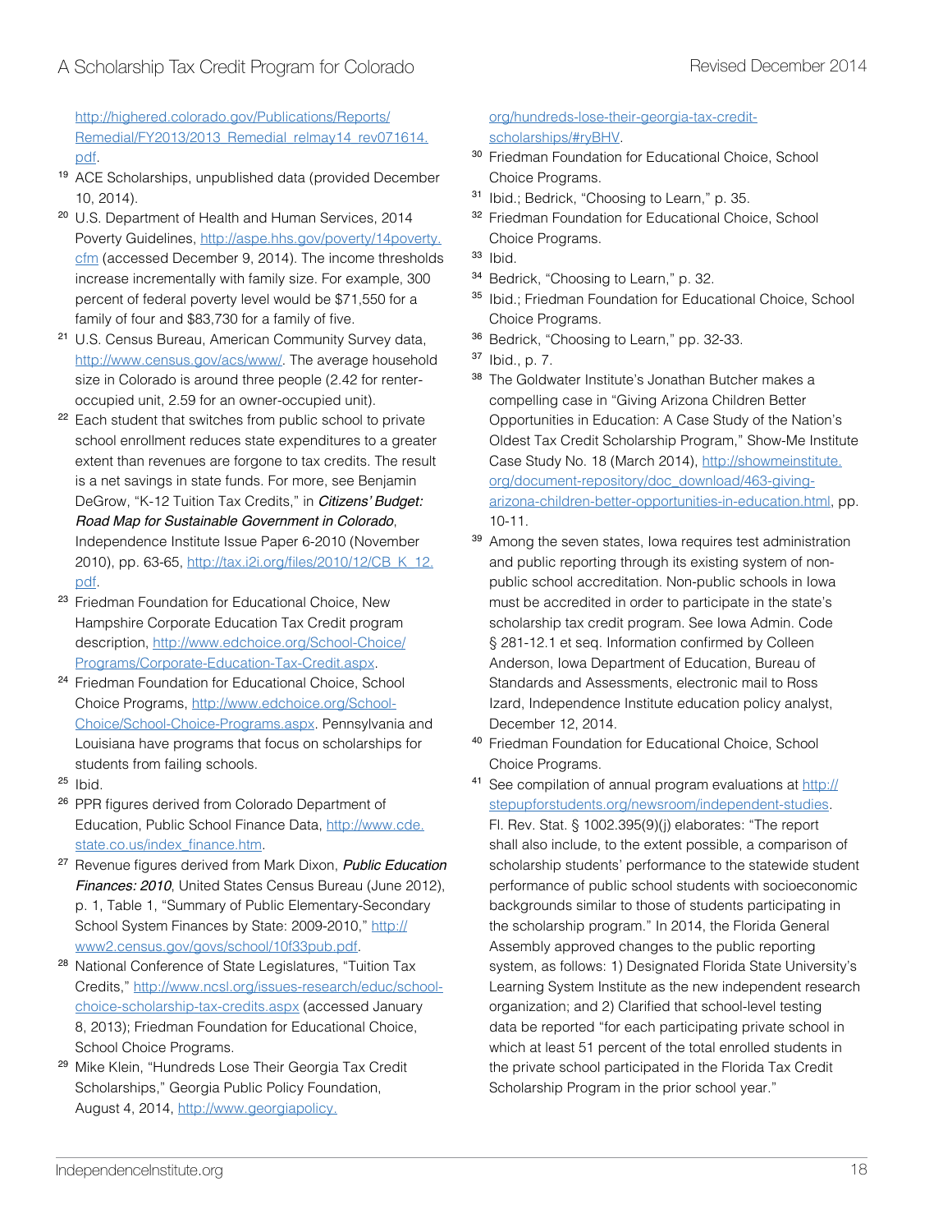http://highered.colorado.gov/Publications/Reports/Remedial/FY2013/2013_Remedial_relmay14_rev071614.pdf.

19. ACE Scholarships, unpublished data (provided December 10, 2014).
20. U.S. Department of Health and Human Services, 2014 Poverty Guidelines, http://aspe.hhs.gov/poverty/14poverty.cfm (accessed December 9, 2014). The income thresholds increase incrementally with family size. For example, 300 percent of federal poverty level would be $71,550 for a family of four and $83,730 for a family of five.
21. U.S. Census Bureau, American Community Survey data, http://www.census.gov/acs/www/. The average household size in Colorado is around three people (2.42 for renter-occupied unit, 2.59 for an owner-occupied unit).
22. Each student that switches from public school to private school enrollment reduces state expenditures to a greater extent than revenues are forgone to tax credits. The result is a net savings in state funds. For more, see Benjamin DeGrow, "K-12 Tuition Tax Credits," in *Citizens' Budget: Road Map for Sustainable Government in Colorado*, Independence Institute Issue Paper 6-2010 (November 2010), pp. 63-65, http://tax.i2i.org/files/2010/12/CB_K_12.pdf.
23. Friedman Foundation for Educational Choice, New Hampshire Corporate Education Tax Credit program description, http://www.edchoice.org/School-Choice/Programs/Corporate-Education-Tax-Credit.aspx.
24. Friedman Foundation for Educational Choice, School Choice Programs, http://www.edchoice.org/School-Choice/School-Choice-Programs.aspx. Pennsylvania and Louisiana have programs that focus on scholarships for students from failing schools.
25. Ibid.
26. PPR figures derived from Colorado Department of Education, Public School Finance Data, http://www.cde.state.co.us/index_finance.htm.
27. Revenue figures derived from Mark Dixon, *Public Education Finances: 2010*, United States Census Bureau (June 2012), p. 1, Table 1, "Summary of Public Elementary-Secondary School System Finances by State: 2009-2010," http://www2.census.gov/govs/school/10f33pub.pdf.
28. National Conference of State Legislatures, "Tuition Tax Credits," http://www.ncsl.org/issues-research/educ/school-choice-scholarship-tax-credits.aspx (accessed January 8, 2013); Friedman Foundation for Educational Choice, School Choice Programs.
29. Mike Klein, "Hundreds Lose Their Georgia Tax Credit Scholarships," Georgia Public Policy Foundation, August 4, 2014, http://www.georgiapolicy.org/hundreds-lose-their-georgia-tax-credit-scholarships/#ryBHV.
30. Friedman Foundation for Educational Choice, School Choice Programs.
31. Ibid.; Bedrick, "Choosing to Learn," p. 35.
32. Friedman Foundation for Educational Choice, School Choice Programs.
33. Ibid.
34. Bedrick, "Choosing to Learn," p. 32.
35. Ibid.; Friedman Foundation for Educational Choice, School Choice Programs.
36. Bedrick, "Choosing to Learn," pp. 32-33.
37. Ibid., p. 7.
38. The Goldwater Institute's Jonathan Butcher makes a compelling case in "Giving Arizona Children Better Opportunities in Education: A Case Study of the Nation's Oldest Tax Credit Scholarship Program," Show-Me Institute Case Study No. 18 (March 2014), http://showmeinstitute.org/document-repository/doc_download/463-giving-arizona-children-better-opportunities-in-education.html, pp. 10-11.
39. Among the seven states, Iowa requires test administration and public reporting through its existing system of non-public school accreditation. Non-public schools in Iowa must be accredited in order to participate in the state's scholarship tax credit program. See Iowa Admin. Code § 281-12.1 et seq. Information confirmed by Colleen Anderson, Iowa Department of Education, Bureau of Standards and Assessments, electronic mail to Ross Izard, Independence Institute education policy analyst, December 12, 2014.
40. Friedman Foundation for Educational Choice, School Choice Programs.
41. See compilation of annual program evaluations at http://stepupforstudents.org/newsroom/independent-studies. Fl. Rev. Stat. § 1002.395(9)(j) elaborates: "The report shall also include, to the extent possible, a comparison of scholarship students' performance to the statewide student performance of public school students with socioeconomic backgrounds similar to those of students participating in the scholarship program." In 2014, the Florida General Assembly approved changes to the public reporting system, as follows: 1) Designated Florida State University's Learning System Institute as the new independent research organization; and 2) Clarified that school-level testing data be reported "for each participating private school in which at least 51 percent of the total enrolled students in the private school participated in the Florida Tax Credit Scholarship Program in the prior school year."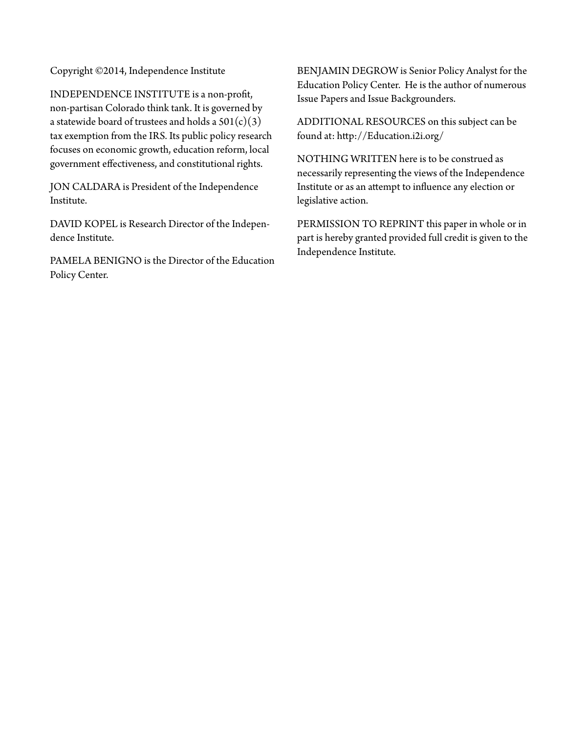Copyright ©2014, Independence Institute

INDEPENDENCE INSTITUTE is a non-profit, non-partisan Colorado think tank. It is governed by a statewide board of trustees and holds a 501(c)(3) tax exemption from the IRS. Its public policy research focuses on economic growth, education reform, local government effectiveness, and constitutional rights.

JON CALDARA is President of the Independence Institute.

DAVID KOPEL is Research Director of the Independence Institute.

PAMELA BENIGNO is the Director of the Education Policy Center.

BENJAMIN DEGROW is Senior Policy Analyst for the Education Policy Center. He is the author of numerous Issue Papers and Issue Backgrounders.

ADDITIONAL RESOURCES on this subject can be found at: http://Education.i2i.org/

NOTHING WRITTEN here is to be construed as necessarily representing the views of the Independence Institute or as an attempt to influence any election or legislative action.

PERMISSION TO REPRINT this paper in whole or in part is hereby granted provided full credit is given to the Independence Institute.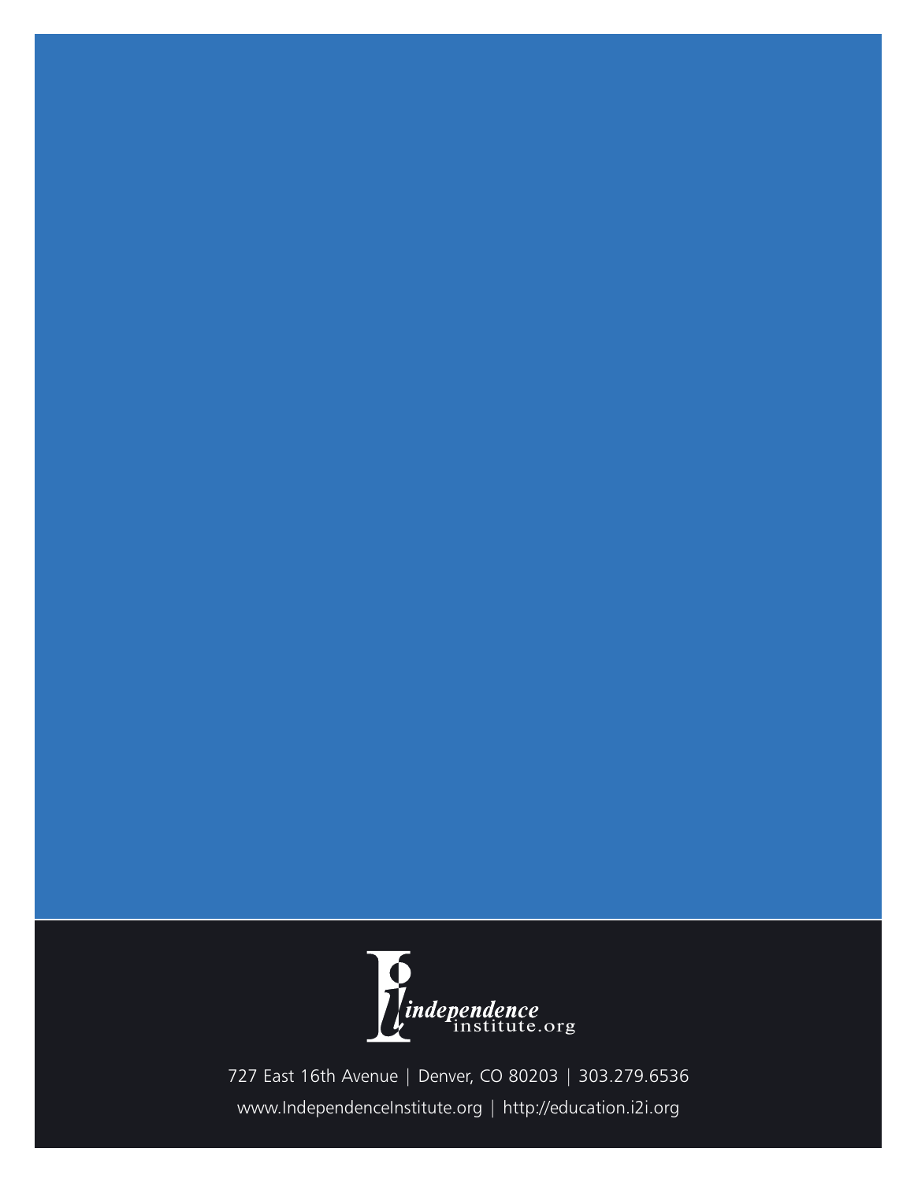independence institute.org

727 East 16th Avenue | Denver, CO 80203 | 303.279.6536

www.IndependenceInstitute.org | http://education.i2i.org